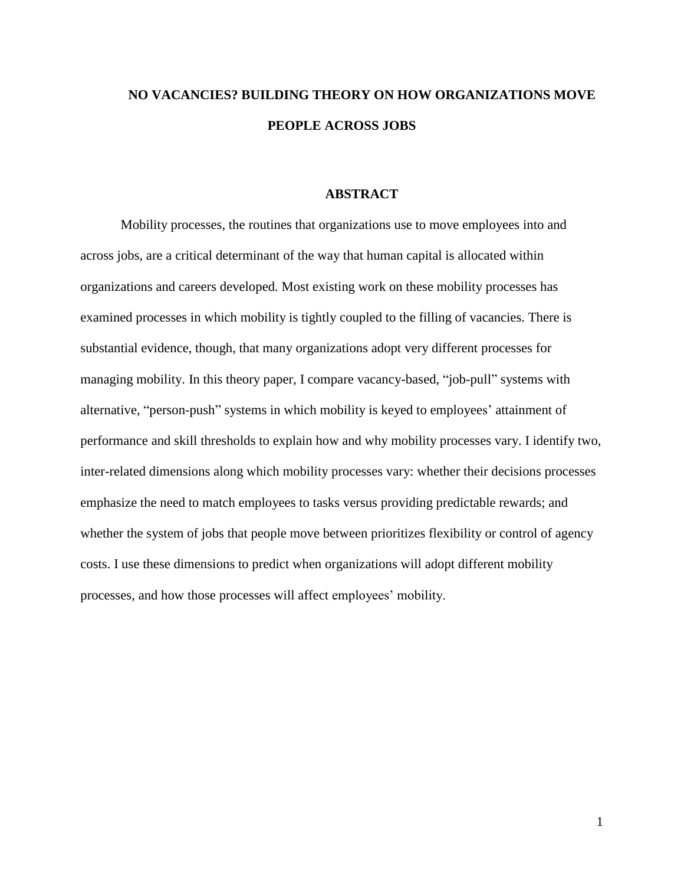# NO VACANCIES? BUILDING THEORY ON HOW ORGANIZATIONS MOVE PEOPLE ACROSS JOBS

## ABSTRACT

Mobility processes, the routines that organizations use to move employees into and across jobs, are a critical determinant of the way that human capital is allocated within organizations and careers developed. Most existing work on these mobility processes has examined processes in which mobility is tightly coupled to the filling of vacancies. There is substantial evidence, though, that many organizations adopt very different processes for managing mobility. In this theory paper, I compare vacancy-based, "job-pull" systems with alternative, "person-push" systems in which mobility is keyed to employees' attainment of performance and skill thresholds to explain how and why mobility processes vary. I identify two, inter-related dimensions along which mobility processes vary: whether their decisions processes emphasize the need to match employees to tasks versus providing predictable rewards; and whether the system of jobs that people move between prioritizes flexibility or control of agency costs. I use these dimensions to predict when organizations will adopt different mobility processes, and how those processes will affect employees' mobility.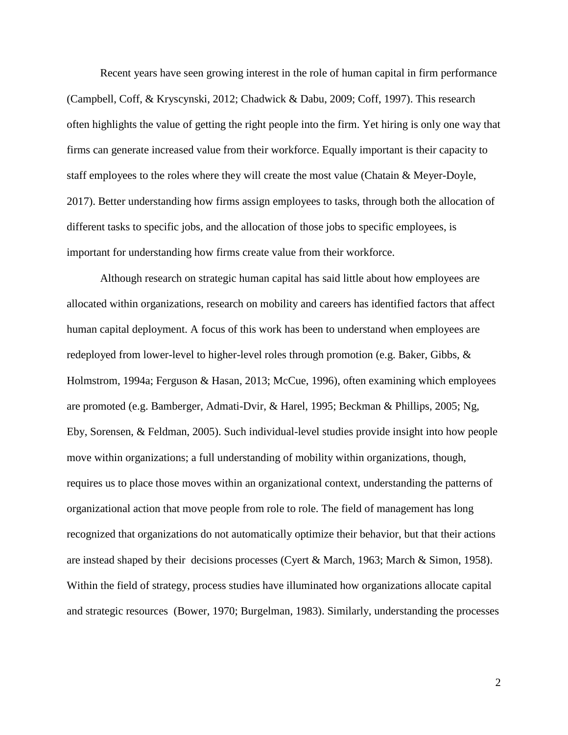Recent years have seen growing interest in the role of human capital in firm performance (Campbell, Coff, & Kryscynski, 2012; Chadwick & Dabu, 2009; Coff, 1997). This research often highlights the value of getting the right people into the firm. Yet hiring is only one way that firms can generate increased value from their workforce. Equally important is their capacity to staff employees to the roles where they will create the most value (Chatain & Meyer-Doyle, 2017). Better understanding how firms assign employees to tasks, through both the allocation of different tasks to specific jobs, and the allocation of those jobs to specific employees, is important for understanding how firms create value from their workforce.

Although research on strategic human capital has said little about how employees are allocated within organizations, research on mobility and careers has identified factors that affect human capital deployment. A focus of this work has been to understand when employees are redeployed from lower-level to higher-level roles through promotion (e.g. Baker, Gibbs, & Holmstrom, 1994a; Ferguson & Hasan, 2013; McCue, 1996), often examining which employees are promoted (e.g. Bamberger, Admati-Dvir, & Harel, 1995; Beckman & Phillips, 2005; Ng, Eby, Sorensen, & Feldman, 2005). Such individual-level studies provide insight into how people move within organizations; a full understanding of mobility within organizations, though, requires us to place those moves within an organizational context, understanding the patterns of organizational action that move people from role to role. The field of management has long recognized that organizations do not automatically optimize their behavior, but that their actions are instead shaped by their decisions processes (Cyert & March, 1963; March & Simon, 1958). Within the field of strategy, process studies have illuminated how organizations allocate capital and strategic resources (Bower, 1970; Burgelman, 1983). Similarly, understanding the processes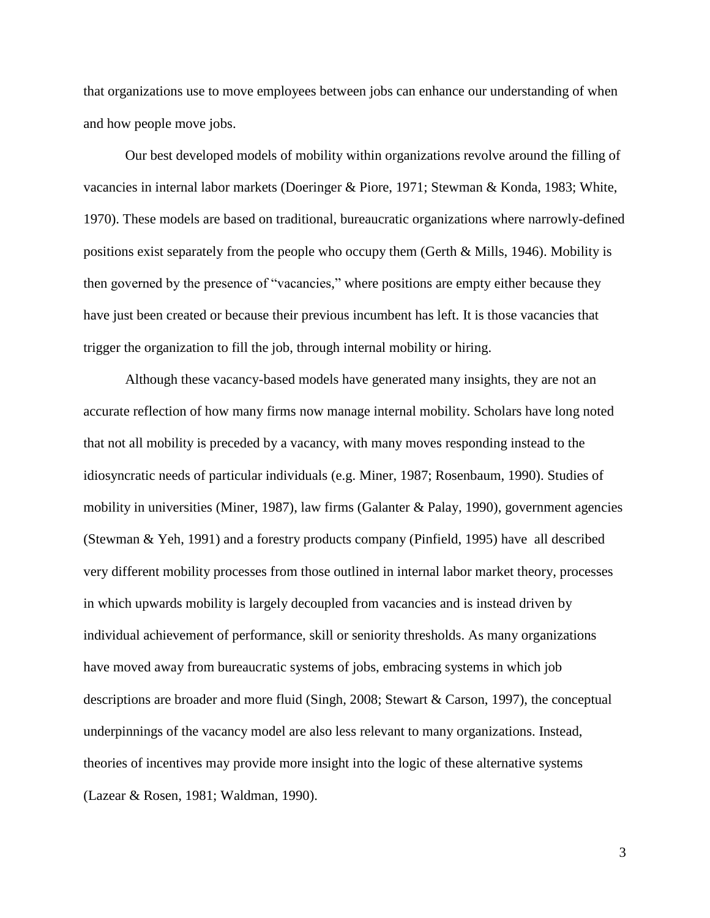that organizations use to move employees between jobs can enhance our understanding of when and how people move jobs.

Our best developed models of mobility within organizations revolve around the filling of vacancies in internal labor markets (Doeringer & Piore, 1971; Stewman & Konda, 1983; White, 1970). These models are based on traditional, bureaucratic organizations where narrowly-defined positions exist separately from the people who occupy them (Gerth & Mills, 1946). Mobility is then governed by the presence of "vacancies," where positions are empty either because they have just been created or because their previous incumbent has left. It is those vacancies that trigger the organization to fill the job, through internal mobility or hiring.

Although these vacancy-based models have generated many insights, they are not an accurate reflection of how many firms now manage internal mobility. Scholars have long noted that not all mobility is preceded by a vacancy, with many moves responding instead to the idiosyncratic needs of particular individuals (e.g. Miner, 1987; Rosenbaum, 1990). Studies of mobility in universities (Miner, 1987), law firms (Galanter & Palay, 1990), government agencies (Stewman & Yeh, 1991) and a forestry products company (Pinfield, 1995) have all described very different mobility processes from those outlined in internal labor market theory, processes in which upwards mobility is largely decoupled from vacancies and is instead driven by individual achievement of performance, skill or seniority thresholds. As many organizations have moved away from bureaucratic systems of jobs, embracing systems in which job descriptions are broader and more fluid (Singh, 2008; Stewart & Carson, 1997), the conceptual underpinnings of the vacancy model are also less relevant to many organizations. Instead, theories of incentives may provide more insight into the logic of these alternative systems (Lazear & Rosen, 1981; Waldman, 1990).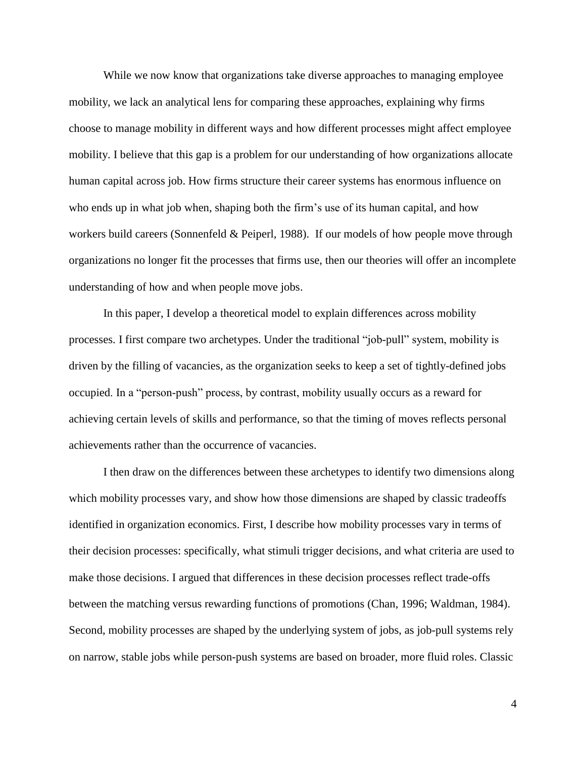While we now know that organizations take diverse approaches to managing employee mobility, we lack an analytical lens for comparing these approaches, explaining why firms choose to manage mobility in different ways and how different processes might affect employee mobility. I believe that this gap is a problem for our understanding of how organizations allocate human capital across job. How firms structure their career systems has enormous influence on who ends up in what job when, shaping both the firm's use of its human capital, and how workers build careers (Sonnenfeld & Peiperl, 1988). If our models of how people move through organizations no longer fit the processes that firms use, then our theories will offer an incomplete understanding of how and when people move jobs.

In this paper, I develop a theoretical model to explain differences across mobility processes. I first compare two archetypes. Under the traditional "job-pull" system, mobility is driven by the filling of vacancies, as the organization seeks to keep a set of tightly-defined jobs occupied. In a "person-push" process, by contrast, mobility usually occurs as a reward for achieving certain levels of skills and performance, so that the timing of moves reflects personal achievements rather than the occurrence of vacancies.

I then draw on the differences between these archetypes to identify two dimensions along which mobility processes vary, and show how those dimensions are shaped by classic tradeoffs identified in organization economics. First, I describe how mobility processes vary in terms of their decision processes: specifically, what stimuli trigger decisions, and what criteria are used to make those decisions. I argued that differences in these decision processes reflect trade-offs between the matching versus rewarding functions of promotions (Chan, 1996; Waldman, 1984). Second, mobility processes are shaped by the underlying system of jobs, as job-pull systems rely on narrow, stable jobs while person-push systems are based on broader, more fluid roles. Classic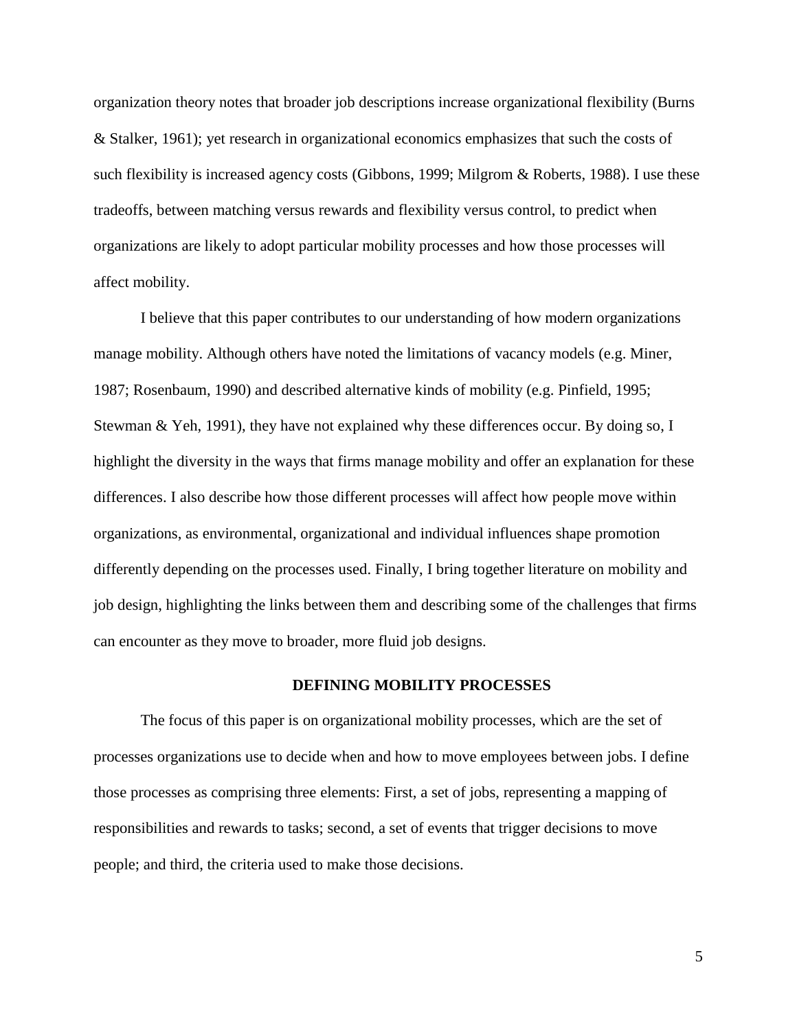organization theory notes that broader job descriptions increase organizational flexibility (Burns & Stalker, 1961); yet research in organizational economics emphasizes that such the costs of such flexibility is increased agency costs (Gibbons, 1999; Milgrom & Roberts, 1988). I use these tradeoffs, between matching versus rewards and flexibility versus control, to predict when organizations are likely to adopt particular mobility processes and how those processes will affect mobility.

I believe that this paper contributes to our understanding of how modern organizations manage mobility. Although others have noted the limitations of vacancy models (e.g. Miner, 1987; Rosenbaum, 1990) and described alternative kinds of mobility (e.g. Pinfield, 1995; Stewman & Yeh, 1991), they have not explained why these differences occur. By doing so, I highlight the diversity in the ways that firms manage mobility and offer an explanation for these differences. I also describe how those different processes will affect how people move within organizations, as environmental, organizational and individual influences shape promotion differently depending on the processes used. Finally, I bring together literature on mobility and job design, highlighting the links between them and describing some of the challenges that firms can encounter as they move to broader, more fluid job designs.

## DEFINING MOBILITY PROCESSES

The focus of this paper is on organizational mobility processes, which are the set of processes organizations use to decide when and how to move employees between jobs. I define those processes as comprising three elements: First, a set of jobs, representing a mapping of responsibilities and rewards to tasks; second, a set of events that trigger decisions to move people; and third, the criteria used to make those decisions.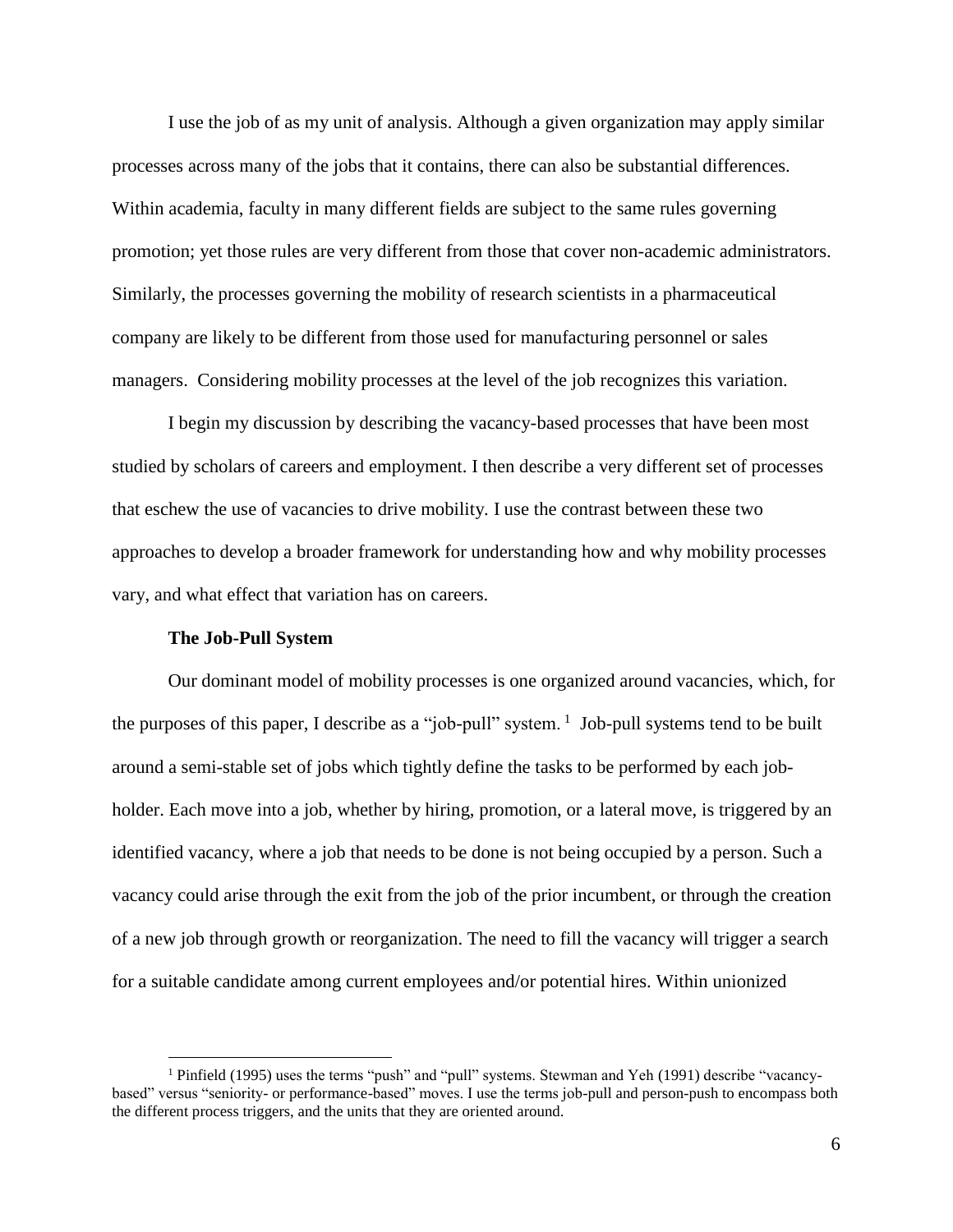I use the job of as my unit of analysis. Although a given organization may apply similar processes across many of the jobs that it contains, there can also be substantial differences. Within academia, faculty in many different fields are subject to the same rules governing promotion; yet those rules are very different from those that cover non-academic administrators. Similarly, the processes governing the mobility of research scientists in a pharmaceutical company are likely to be different from those used for manufacturing personnel or sales managers. Considering mobility processes at the level of the job recognizes this variation.

I begin my discussion by describing the vacancy-based processes that have been most studied by scholars of careers and employment. I then describe a very different set of processes that eschew the use of vacancies to drive mobility. I use the contrast between these two approaches to develop a broader framework for understanding how and why mobility processes vary, and what effect that variation has on careers.

**The Job-Pull System**

Our dominant model of mobility processes is one organized around vacancies, which, for the purposes of this paper, I describe as a "job-pull" system.[1] Job-pull systems tend to be built around a semi-stable set of jobs which tightly define the tasks to be performed by each job-holder. Each move into a job, whether by hiring, promotion, or a lateral move, is triggered by an identified vacancy, where a job that needs to be done is not being occupied by a person. Such a vacancy could arise through the exit from the job of the prior incumbent, or through the creation of a new job through growth or reorganization. The need to fill the vacancy will trigger a search for a suitable candidate among current employees and/or potential hires. Within unionized

---

[1] Pinfield (1995) uses the terms "push" and "pull" systems. Stewman and Yeh (1991) describe "vacancy-based" versus "seniority- or performance-based" moves. I use the terms job-pull and person-push to encompass both the different process triggers, and the units that they are oriented around.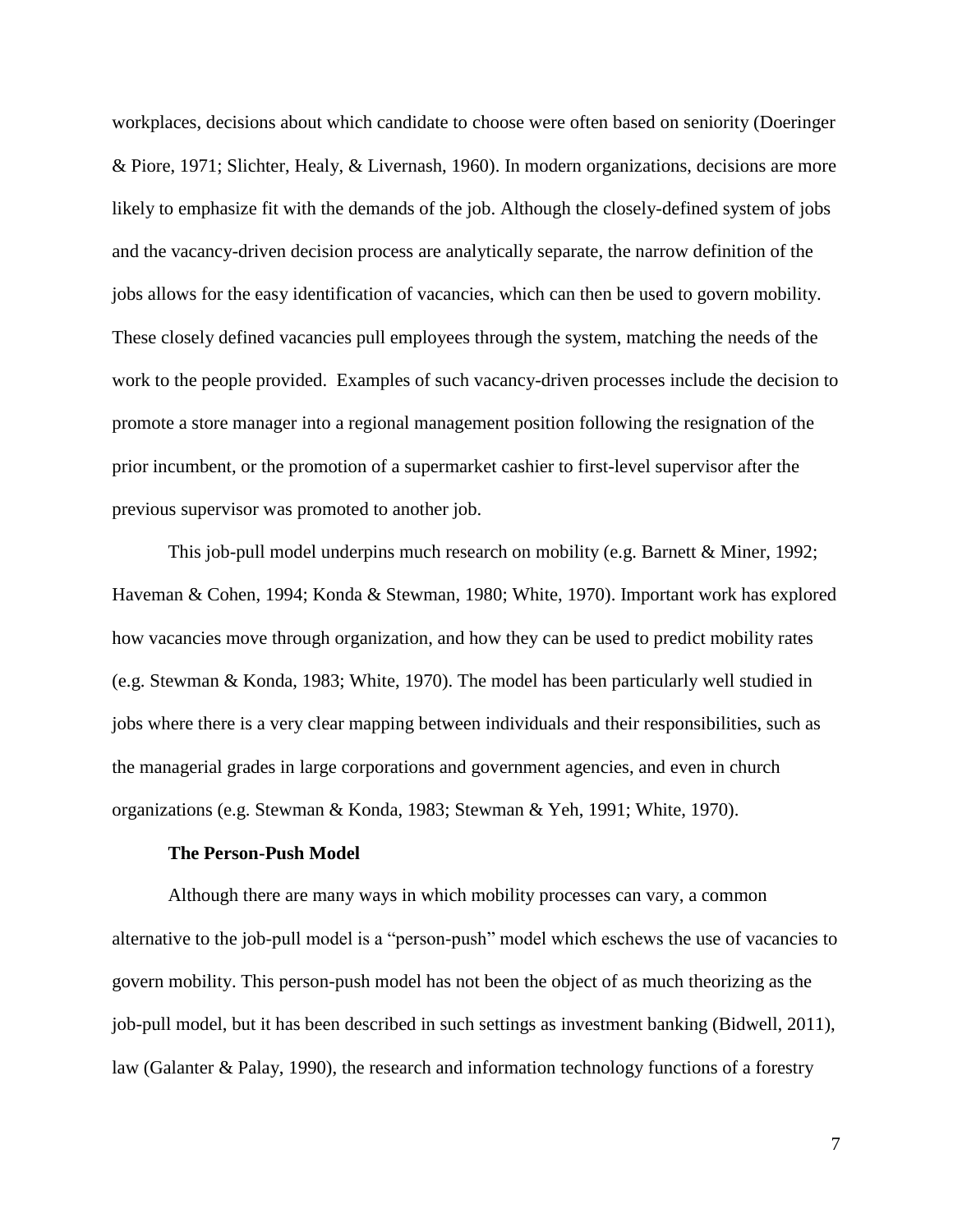workplaces, decisions about which candidate to choose were often based on seniority (Doeringer & Piore, 1971; Slichter, Healy, & Livernash, 1960). In modern organizations, decisions are more likely to emphasize fit with the demands of the job. Although the closely-defined system of jobs and the vacancy-driven decision process are analytically separate, the narrow definition of the jobs allows for the easy identification of vacancies, which can then be used to govern mobility. These closely defined vacancies pull employees through the system, matching the needs of the work to the people provided. Examples of such vacancy-driven processes include the decision to promote a store manager into a regional management position following the resignation of the prior incumbent, or the promotion of a supermarket cashier to first-level supervisor after the previous supervisor was promoted to another job.

This job-pull model underpins much research on mobility (e.g. Barnett & Miner, 1992; Haveman & Cohen, 1994; Konda & Stewman, 1980; White, 1970). Important work has explored how vacancies move through organization, and how they can be used to predict mobility rates (e.g. Stewman & Konda, 1983; White, 1970). The model has been particularly well studied in jobs where there is a very clear mapping between individuals and their responsibilities, such as the managerial grades in large corporations and government agencies, and even in church organizations (e.g. Stewman & Konda, 1983; Stewman & Yeh, 1991; White, 1970).

### The Person-Push Model

Although there are many ways in which mobility processes can vary, a common alternative to the job-pull model is a "person-push" model which eschews the use of vacancies to govern mobility. This person-push model has not been the object of as much theorizing as the job-pull model, but it has been described in such settings as investment banking (Bidwell, 2011), law (Galanter & Palay, 1990), the research and information technology functions of a forestry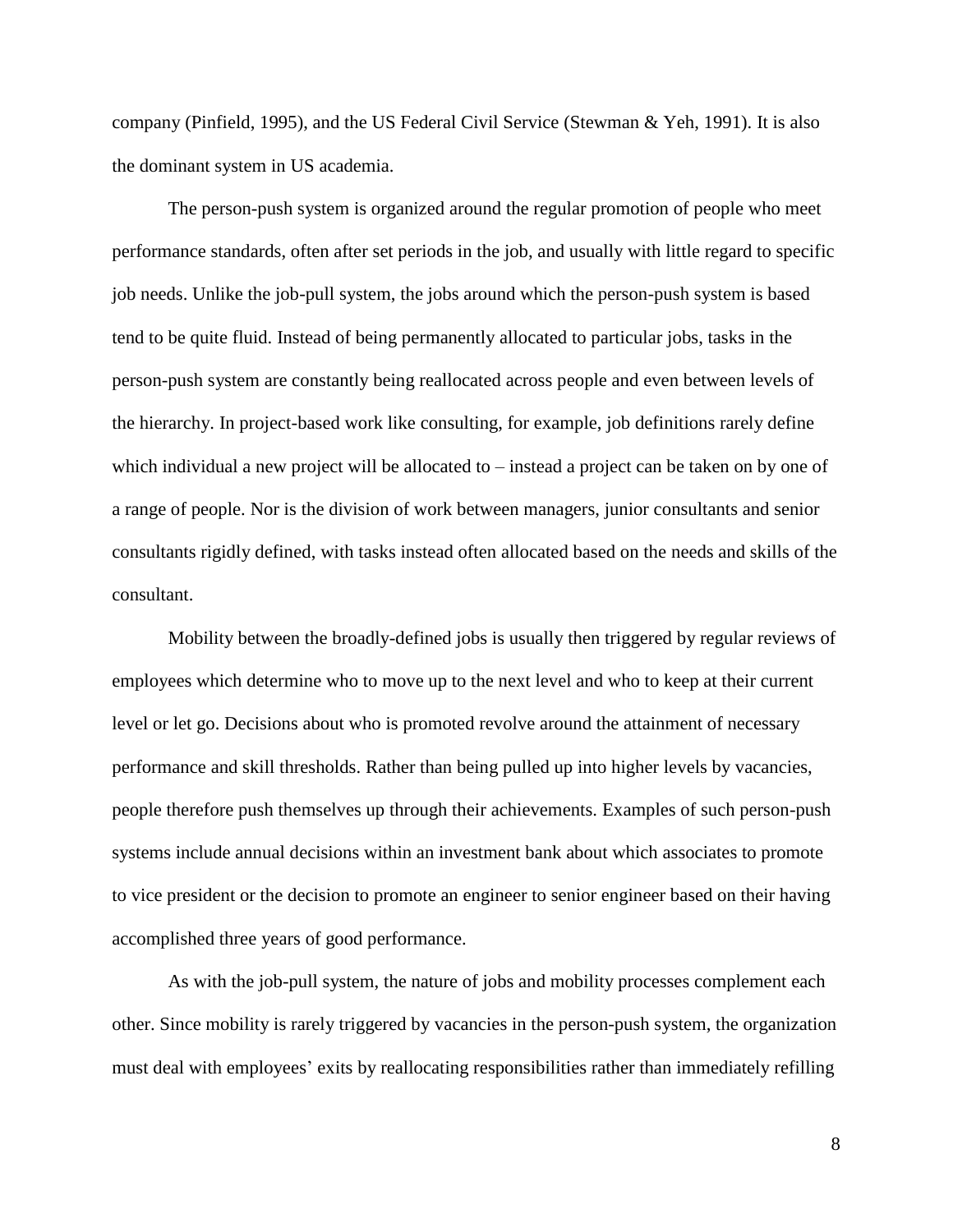company (Pinfield, 1995), and the US Federal Civil Service (Stewman & Yeh, 1991). It is also the dominant system in US academia.

The person-push system is organized around the regular promotion of people who meet performance standards, often after set periods in the job, and usually with little regard to specific job needs. Unlike the job-pull system, the jobs around which the person-push system is based tend to be quite fluid. Instead of being permanently allocated to particular jobs, tasks in the person-push system are constantly being reallocated across people and even between levels of the hierarchy. In project-based work like consulting, for example, job definitions rarely define which individual a new project will be allocated to – instead a project can be taken on by one of a range of people. Nor is the division of work between managers, junior consultants and senior consultants rigidly defined, with tasks instead often allocated based on the needs and skills of the consultant.

Mobility between the broadly-defined jobs is usually then triggered by regular reviews of employees which determine who to move up to the next level and who to keep at their current level or let go. Decisions about who is promoted revolve around the attainment of necessary performance and skill thresholds. Rather than being pulled up into higher levels by vacancies, people therefore push themselves up through their achievements. Examples of such person-push systems include annual decisions within an investment bank about which associates to promote to vice president or the decision to promote an engineer to senior engineer based on their having accomplished three years of good performance.

As with the job-pull system, the nature of jobs and mobility processes complement each other. Since mobility is rarely triggered by vacancies in the person-push system, the organization must deal with employees' exits by reallocating responsibilities rather than immediately refilling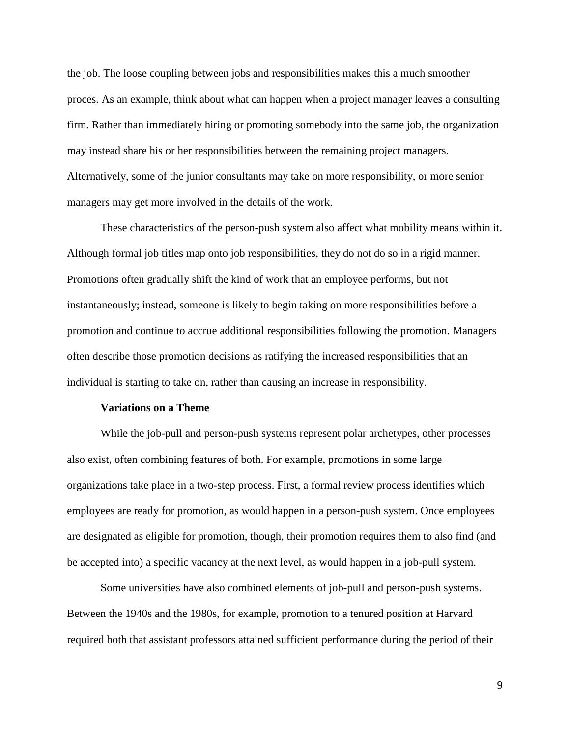the job. The loose coupling between jobs and responsibilities makes this a much smoother proces. As an example, think about what can happen when a project manager leaves a consulting firm. Rather than immediately hiring or promoting somebody into the same job, the organization may instead share his or her responsibilities between the remaining project managers. Alternatively, some of the junior consultants may take on more responsibility, or more senior managers may get more involved in the details of the work.

These characteristics of the person-push system also affect what mobility means within it. Although formal job titles map onto job responsibilities, they do not do so in a rigid manner. Promotions often gradually shift the kind of work that an employee performs, but not instantaneously; instead, someone is likely to begin taking on more responsibilities before a promotion and continue to accrue additional responsibilities following the promotion. Managers often describe those promotion decisions as ratifying the increased responsibilities that an individual is starting to take on, rather than causing an increase in responsibility.

**Variations on a Theme**

While the job-pull and person-push systems represent polar archetypes, other processes also exist, often combining features of both. For example, promotions in some large organizations take place in a two-step process. First, a formal review process identifies which employees are ready for promotion, as would happen in a person-push system. Once employees are designated as eligible for promotion, though, their promotion requires them to also find (and be accepted into) a specific vacancy at the next level, as would happen in a job-pull system.

Some universities have also combined elements of job-pull and person-push systems. Between the 1940s and the 1980s, for example, promotion to a tenured position at Harvard required both that assistant professors attained sufficient performance during the period of their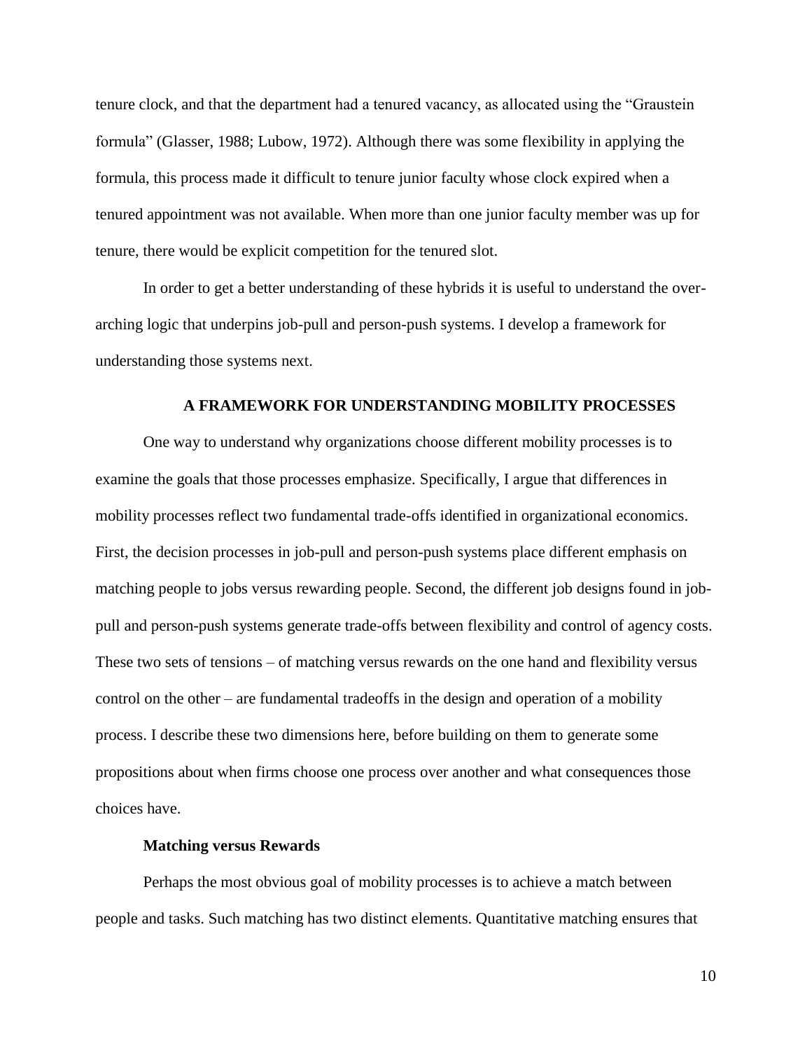tenure clock, and that the department had a tenured vacancy, as allocated using the "Graustein formula" (Glasser, 1988; Lubow, 1972). Although there was some flexibility in applying the formula, this process made it difficult to tenure junior faculty whose clock expired when a tenured appointment was not available. When more than one junior faculty member was up for tenure, there would be explicit competition for the tenured slot.

In order to get a better understanding of these hybrids it is useful to understand the over-arching logic that underpins job-pull and person-push systems. I develop a framework for understanding those systems next.

## A FRAMEWORK FOR UNDERSTANDING MOBILITY PROCESSES

One way to understand why organizations choose different mobility processes is to examine the goals that those processes emphasize. Specifically, I argue that differences in mobility processes reflect two fundamental trade-offs identified in organizational economics. First, the decision processes in job-pull and person-push systems place different emphasis on matching people to jobs versus rewarding people. Second, the different job designs found in job-pull and person-push systems generate trade-offs between flexibility and control of agency costs. These two sets of tensions – of matching versus rewards on the one hand and flexibility versus control on the other – are fundamental tradeoffs in the design and operation of a mobility process. I describe these two dimensions here, before building on them to generate some propositions about when firms choose one process over another and what consequences those choices have.

### Matching versus Rewards

Perhaps the most obvious goal of mobility processes is to achieve a match between people and tasks. Such matching has two distinct elements. Quantitative matching ensures that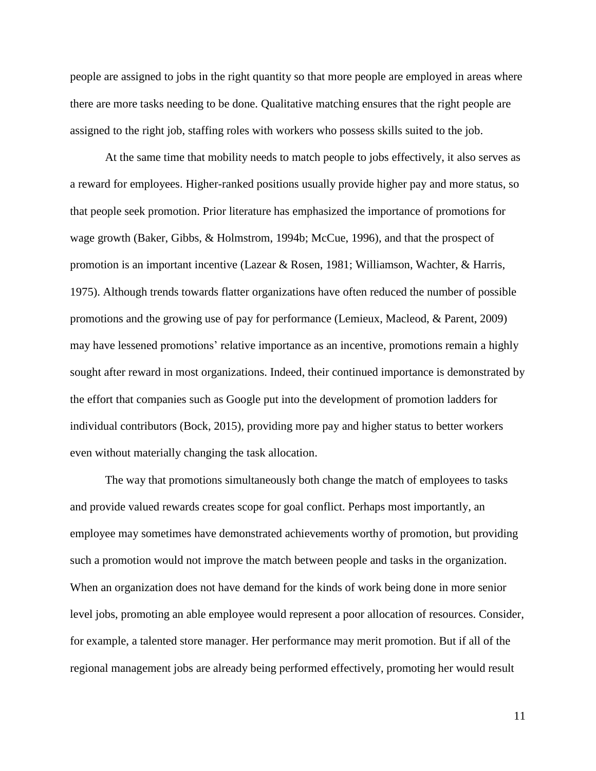people are assigned to jobs in the right quantity so that more people are employed in areas where there are more tasks needing to be done. Qualitative matching ensures that the right people are assigned to the right job, staffing roles with workers who possess skills suited to the job.

At the same time that mobility needs to match people to jobs effectively, it also serves as a reward for employees. Higher-ranked positions usually provide higher pay and more status, so that people seek promotion. Prior literature has emphasized the importance of promotions for wage growth (Baker, Gibbs, & Holmstrom, 1994b; McCue, 1996), and that the prospect of promotion is an important incentive (Lazear & Rosen, 1981; Williamson, Wachter, & Harris, 1975). Although trends towards flatter organizations have often reduced the number of possible promotions and the growing use of pay for performance (Lemieux, Macleod, & Parent, 2009) may have lessened promotions' relative importance as an incentive, promotions remain a highly sought after reward in most organizations. Indeed, their continued importance is demonstrated by the effort that companies such as Google put into the development of promotion ladders for individual contributors (Bock, 2015), providing more pay and higher status to better workers even without materially changing the task allocation.

The way that promotions simultaneously both change the match of employees to tasks and provide valued rewards creates scope for goal conflict. Perhaps most importantly, an employee may sometimes have demonstrated achievements worthy of promotion, but providing such a promotion would not improve the match between people and tasks in the organization. When an organization does not have demand for the kinds of work being done in more senior level jobs, promoting an able employee would represent a poor allocation of resources. Consider, for example, a talented store manager. Her performance may merit promotion. But if all of the regional management jobs are already being performed effectively, promoting her would result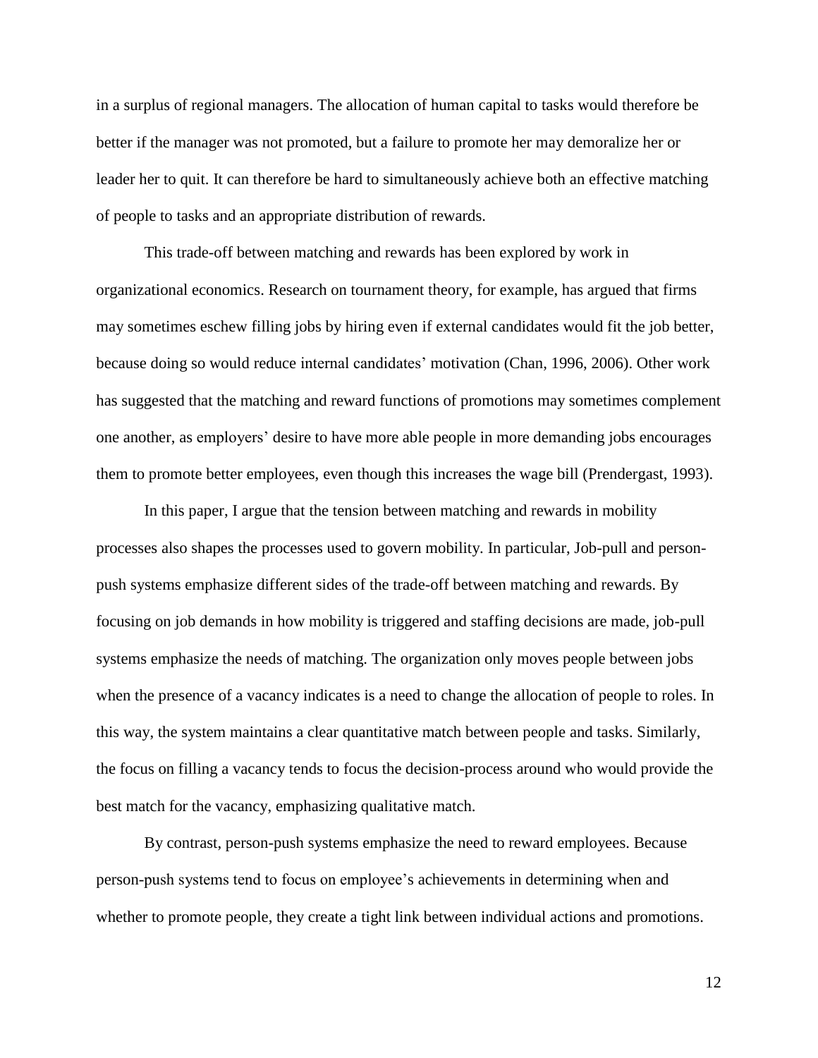in a surplus of regional managers. The allocation of human capital to tasks would therefore be better if the manager was not promoted, but a failure to promote her may demoralize her or leader her to quit. It can therefore be hard to simultaneously achieve both an effective matching of people to tasks and an appropriate distribution of rewards.

This trade-off between matching and rewards has been explored by work in organizational economics. Research on tournament theory, for example, has argued that firms may sometimes eschew filling jobs by hiring even if external candidates would fit the job better, because doing so would reduce internal candidates' motivation (Chan, 1996, 2006). Other work has suggested that the matching and reward functions of promotions may sometimes complement one another, as employers' desire to have more able people in more demanding jobs encourages them to promote better employees, even though this increases the wage bill (Prendergast, 1993).

In this paper, I argue that the tension between matching and rewards in mobility processes also shapes the processes used to govern mobility. In particular, Job-pull and person-push systems emphasize different sides of the trade-off between matching and rewards. By focusing on job demands in how mobility is triggered and staffing decisions are made, job-pull systems emphasize the needs of matching. The organization only moves people between jobs when the presence of a vacancy indicates is a need to change the allocation of people to roles. In this way, the system maintains a clear quantitative match between people and tasks. Similarly, the focus on filling a vacancy tends to focus the decision-process around who would provide the best match for the vacancy, emphasizing qualitative match.

By contrast, person-push systems emphasize the need to reward employees. Because person-push systems tend to focus on employee's achievements in determining when and whether to promote people, they create a tight link between individual actions and promotions.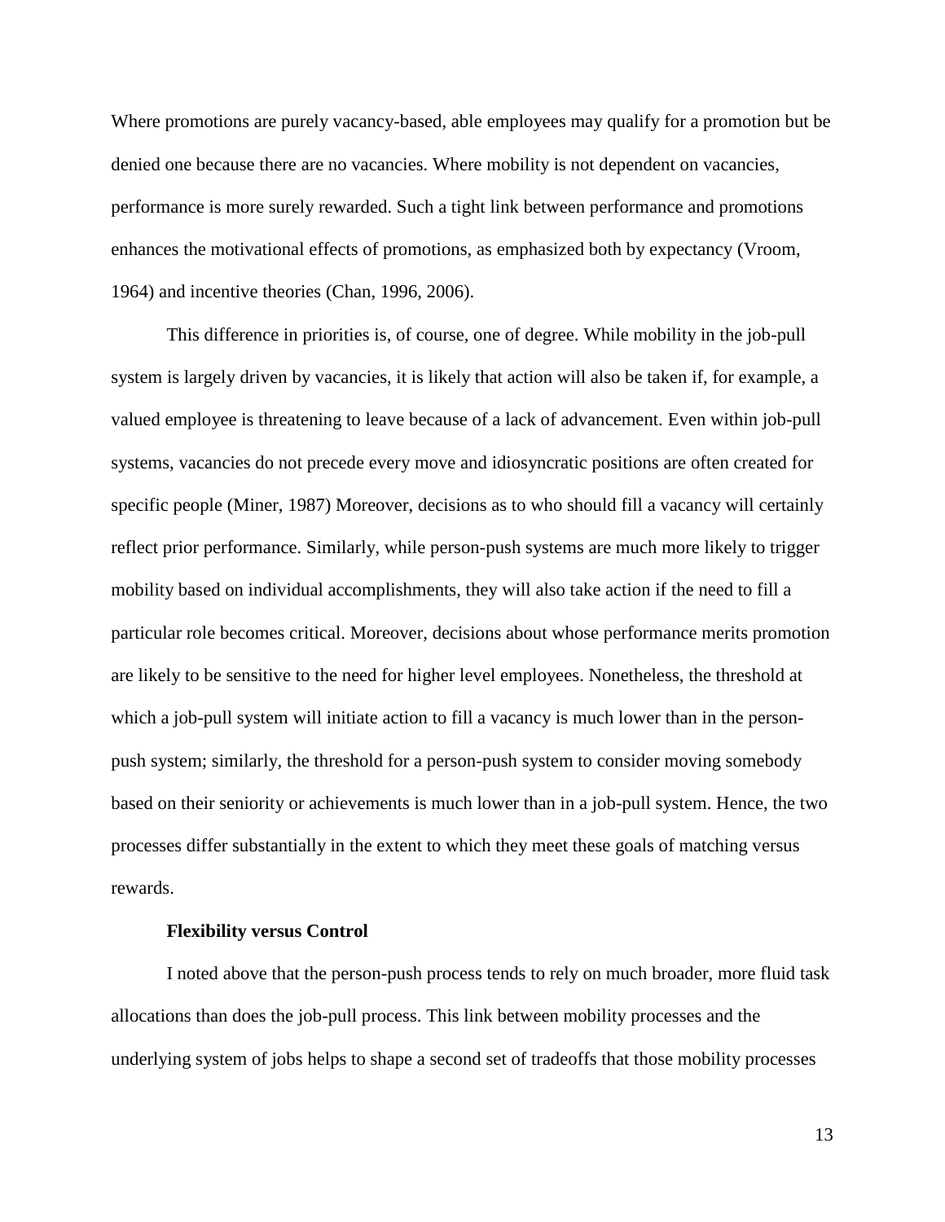Where promotions are purely vacancy-based, able employees may qualify for a promotion but be denied one because there are no vacancies. Where mobility is not dependent on vacancies, performance is more surely rewarded. Such a tight link between performance and promotions enhances the motivational effects of promotions, as emphasized both by expectancy (Vroom, 1964) and incentive theories (Chan, 1996, 2006).

This difference in priorities is, of course, one of degree. While mobility in the job-pull system is largely driven by vacancies, it is likely that action will also be taken if, for example, a valued employee is threatening to leave because of a lack of advancement. Even within job-pull systems, vacancies do not precede every move and idiosyncratic positions are often created for specific people (Miner, 1987) Moreover, decisions as to who should fill a vacancy will certainly reflect prior performance. Similarly, while person-push systems are much more likely to trigger mobility based on individual accomplishments, they will also take action if the need to fill a particular role becomes critical. Moreover, decisions about whose performance merits promotion are likely to be sensitive to the need for higher level employees. Nonetheless, the threshold at which a job-pull system will initiate action to fill a vacancy is much lower than in the person-push system; similarly, the threshold for a person-push system to consider moving somebody based on their seniority or achievements is much lower than in a job-pull system. Hence, the two processes differ substantially in the extent to which they meet these goals of matching versus rewards.

**Flexibility versus Control**

I noted above that the person-push process tends to rely on much broader, more fluid task allocations than does the job-pull process. This link between mobility processes and the underlying system of jobs helps to shape a second set of tradeoffs that those mobility processes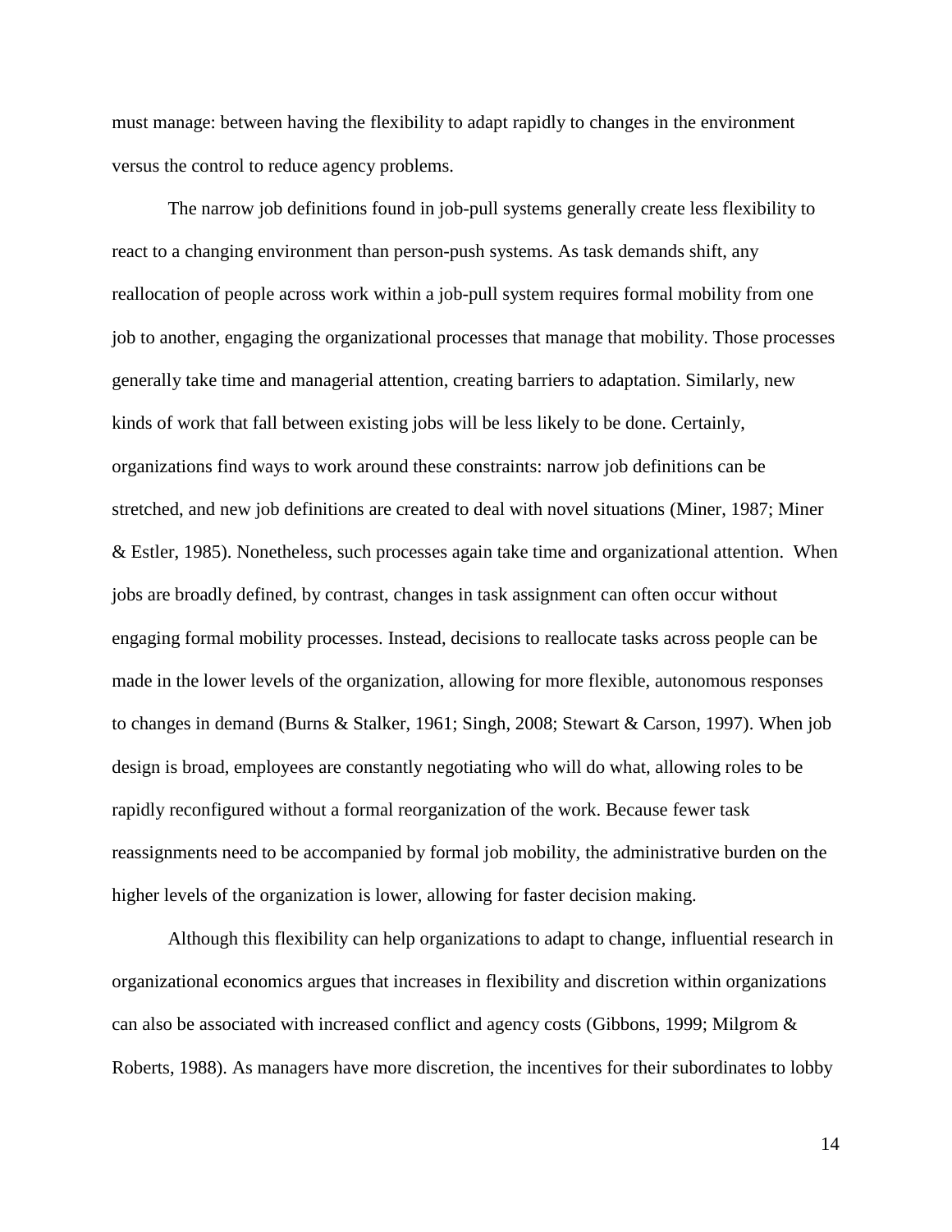must manage: between having the flexibility to adapt rapidly to changes in the environment versus the control to reduce agency problems.

The narrow job definitions found in job-pull systems generally create less flexibility to react to a changing environment than person-push systems. As task demands shift, any reallocation of people across work within a job-pull system requires formal mobility from one job to another, engaging the organizational processes that manage that mobility. Those processes generally take time and managerial attention, creating barriers to adaptation. Similarly, new kinds of work that fall between existing jobs will be less likely to be done. Certainly, organizations find ways to work around these constraints: narrow job definitions can be stretched, and new job definitions are created to deal with novel situations (Miner, 1987; Miner & Estler, 1985). Nonetheless, such processes again take time and organizational attention. When jobs are broadly defined, by contrast, changes in task assignment can often occur without engaging formal mobility processes. Instead, decisions to reallocate tasks across people can be made in the lower levels of the organization, allowing for more flexible, autonomous responses to changes in demand (Burns & Stalker, 1961; Singh, 2008; Stewart & Carson, 1997). When job design is broad, employees are constantly negotiating who will do what, allowing roles to be rapidly reconfigured without a formal reorganization of the work. Because fewer task reassignments need to be accompanied by formal job mobility, the administrative burden on the higher levels of the organization is lower, allowing for faster decision making.

Although this flexibility can help organizations to adapt to change, influential research in organizational economics argues that increases in flexibility and discretion within organizations can also be associated with increased conflict and agency costs (Gibbons, 1999; Milgrom & Roberts, 1988). As managers have more discretion, the incentives for their subordinates to lobby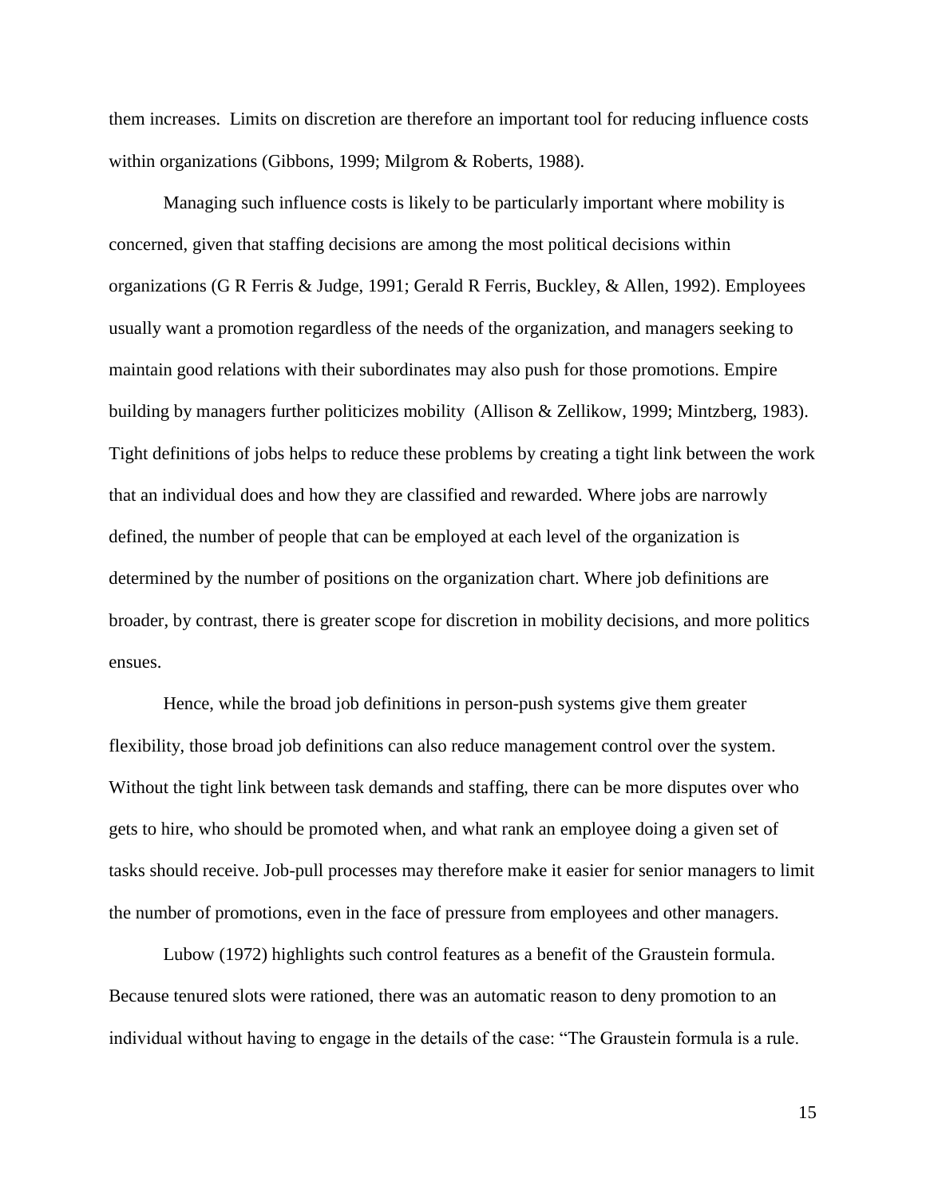them increases. Limits on discretion are therefore an important tool for reducing influence costs within organizations (Gibbons, 1999; Milgrom & Roberts, 1988).

Managing such influence costs is likely to be particularly important where mobility is concerned, given that staffing decisions are among the most political decisions within organizations (G R Ferris & Judge, 1991; Gerald R Ferris, Buckley, & Allen, 1992). Employees usually want a promotion regardless of the needs of the organization, and managers seeking to maintain good relations with their subordinates may also push for those promotions. Empire building by managers further politicizes mobility (Allison & Zellikow, 1999; Mintzberg, 1983). Tight definitions of jobs helps to reduce these problems by creating a tight link between the work that an individual does and how they are classified and rewarded. Where jobs are narrowly defined, the number of people that can be employed at each level of the organization is determined by the number of positions on the organization chart. Where job definitions are broader, by contrast, there is greater scope for discretion in mobility decisions, and more politics ensues.

Hence, while the broad job definitions in person-push systems give them greater flexibility, those broad job definitions can also reduce management control over the system. Without the tight link between task demands and staffing, there can be more disputes over who gets to hire, who should be promoted when, and what rank an employee doing a given set of tasks should receive. Job-pull processes may therefore make it easier for senior managers to limit the number of promotions, even in the face of pressure from employees and other managers.

Lubow (1972) highlights such control features as a benefit of the Graustein formula. Because tenured slots were rationed, there was an automatic reason to deny promotion to an individual without having to engage in the details of the case: "The Graustein formula is a rule.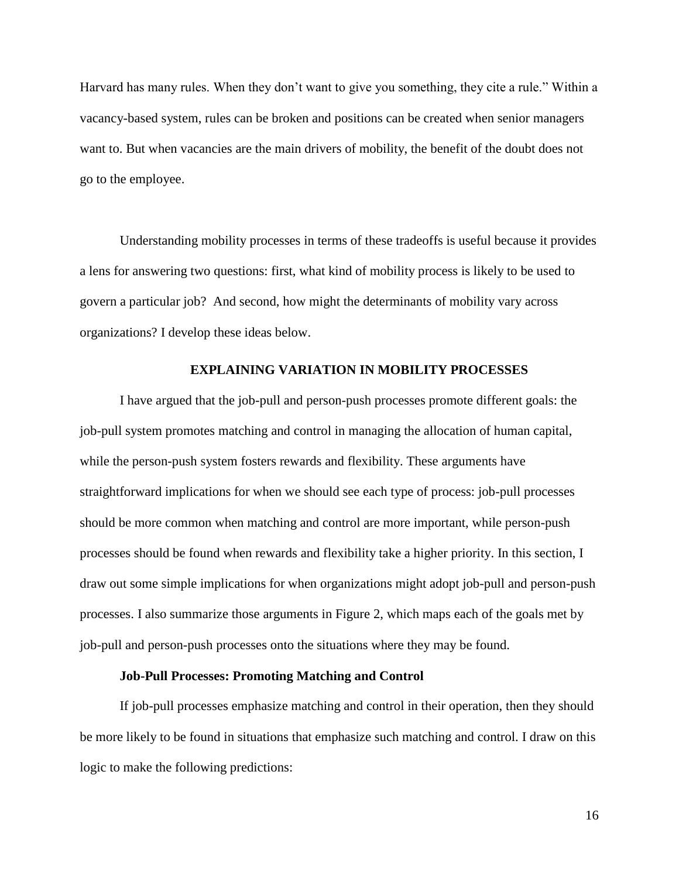Harvard has many rules. When they don't want to give you something, they cite a rule." Within a vacancy-based system, rules can be broken and positions can be created when senior managers want to. But when vacancies are the main drivers of mobility, the benefit of the doubt does not go to the employee.

Understanding mobility processes in terms of these tradeoffs is useful because it provides a lens for answering two questions: first, what kind of mobility process is likely to be used to govern a particular job? And second, how might the determinants of mobility vary across organizations? I develop these ideas below.

## EXPLAINING VARIATION IN MOBILITY PROCESSES

I have argued that the job-pull and person-push processes promote different goals: the job-pull system promotes matching and control in managing the allocation of human capital, while the person-push system fosters rewards and flexibility. These arguments have straightforward implications for when we should see each type of process: job-pull processes should be more common when matching and control are more important, while person-push processes should be found when rewards and flexibility take a higher priority. In this section, I draw out some simple implications for when organizations might adopt job-pull and person-push processes. I also summarize those arguments in Figure 2, which maps each of the goals met by job-pull and person-push processes onto the situations where they may be found.

### Job-Pull Processes: Promoting Matching and Control

If job-pull processes emphasize matching and control in their operation, then they should be more likely to be found in situations that emphasize such matching and control. I draw on this logic to make the following predictions: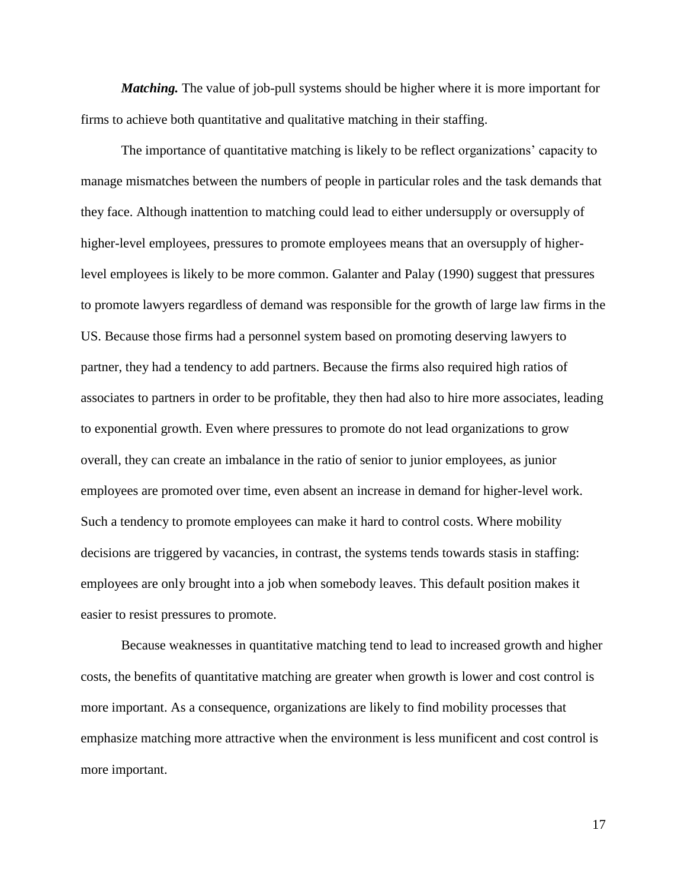***Matching.*** The value of job-pull systems should be higher where it is more important for firms to achieve both quantitative and qualitative matching in their staffing.

The importance of quantitative matching is likely to be reflect organizations' capacity to manage mismatches between the numbers of people in particular roles and the task demands that they face. Although inattention to matching could lead to either undersupply or oversupply of higher-level employees, pressures to promote employees means that an oversupply of higher-level employees is likely to be more common. Galanter and Palay (1990) suggest that pressures to promote lawyers regardless of demand was responsible for the growth of large law firms in the US. Because those firms had a personnel system based on promoting deserving lawyers to partner, they had a tendency to add partners. Because the firms also required high ratios of associates to partners in order to be profitable, they then had also to hire more associates, leading to exponential growth. Even where pressures to promote do not lead organizations to grow overall, they can create an imbalance in the ratio of senior to junior employees, as junior employees are promoted over time, even absent an increase in demand for higher-level work. Such a tendency to promote employees can make it hard to control costs. Where mobility decisions are triggered by vacancies, in contrast, the systems tends towards stasis in staffing: employees are only brought into a job when somebody leaves. This default position makes it easier to resist pressures to promote.

Because weaknesses in quantitative matching tend to lead to increased growth and higher costs, the benefits of quantitative matching are greater when growth is lower and cost control is more important. As a consequence, organizations are likely to find mobility processes that emphasize matching more attractive when the environment is less munificent and cost control is more important.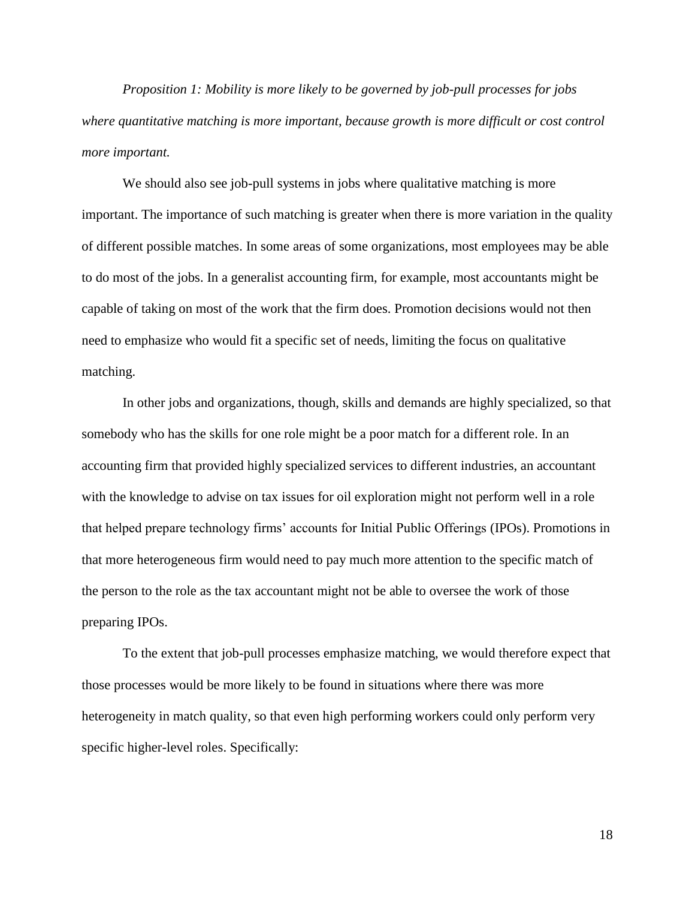*Proposition 1: Mobility is more likely to be governed by job-pull processes for jobs where quantitative matching is more important, because growth is more difficult or cost control more important.*

We should also see job-pull systems in jobs where qualitative matching is more important. The importance of such matching is greater when there is more variation in the quality of different possible matches. In some areas of some organizations, most employees may be able to do most of the jobs. In a generalist accounting firm, for example, most accountants might be capable of taking on most of the work that the firm does. Promotion decisions would not then need to emphasize who would fit a specific set of needs, limiting the focus on qualitative matching.

In other jobs and organizations, though, skills and demands are highly specialized, so that somebody who has the skills for one role might be a poor match for a different role. In an accounting firm that provided highly specialized services to different industries, an accountant with the knowledge to advise on tax issues for oil exploration might not perform well in a role that helped prepare technology firms' accounts for Initial Public Offerings (IPOs). Promotions in that more heterogeneous firm would need to pay much more attention to the specific match of the person to the role as the tax accountant might not be able to oversee the work of those preparing IPOs.

To the extent that job-pull processes emphasize matching, we would therefore expect that those processes would be more likely to be found in situations where there was more heterogeneity in match quality, so that even high performing workers could only perform very specific higher-level roles. Specifically: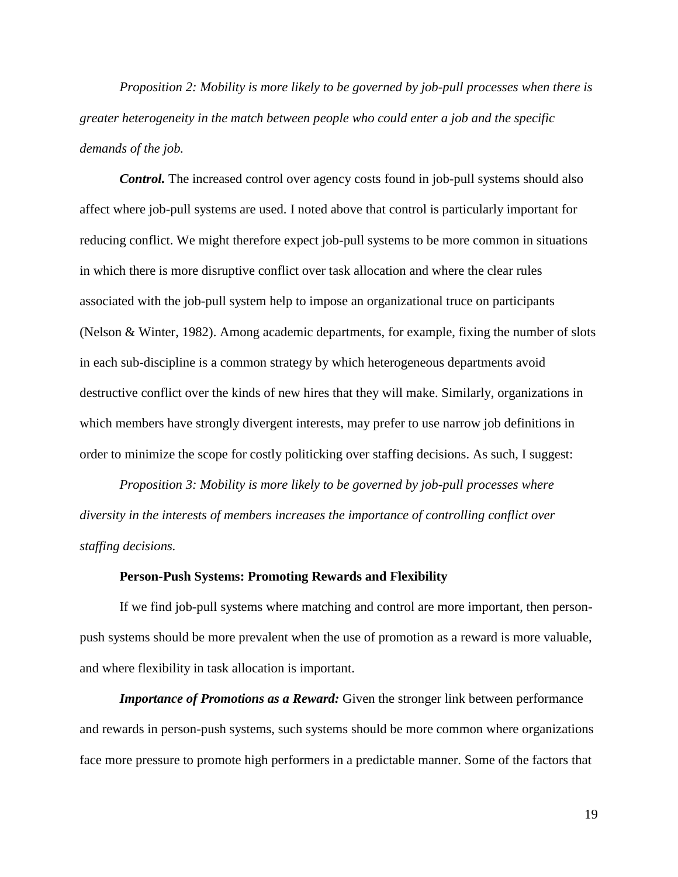*Proposition 2: Mobility is more likely to be governed by job-pull processes when there is greater heterogeneity in the match between people who could enter a job and the specific demands of the job.*

***Control.*** The increased control over agency costs found in job-pull systems should also affect where job-pull systems are used. I noted above that control is particularly important for reducing conflict. We might therefore expect job-pull systems to be more common in situations in which there is more disruptive conflict over task allocation and where the clear rules associated with the job-pull system help to impose an organizational truce on participants (Nelson & Winter, 1982). Among academic departments, for example, fixing the number of slots in each sub-discipline is a common strategy by which heterogeneous departments avoid destructive conflict over the kinds of new hires that they will make. Similarly, organizations in which members have strongly divergent interests, may prefer to use narrow job definitions in order to minimize the scope for costly politicking over staffing decisions. As such, I suggest:

*Proposition 3: Mobility is more likely to be governed by job-pull processes where diversity in the interests of members increases the importance of controlling conflict over staffing decisions.*

**Person-Push Systems: Promoting Rewards and Flexibility**

If we find job-pull systems where matching and control are more important, then person-push systems should be more prevalent when the use of promotion as a reward is more valuable, and where flexibility in task allocation is important.

***Importance of Promotions as a Reward:*** Given the stronger link between performance and rewards in person-push systems, such systems should be more common where organizations face more pressure to promote high performers in a predictable manner. Some of the factors that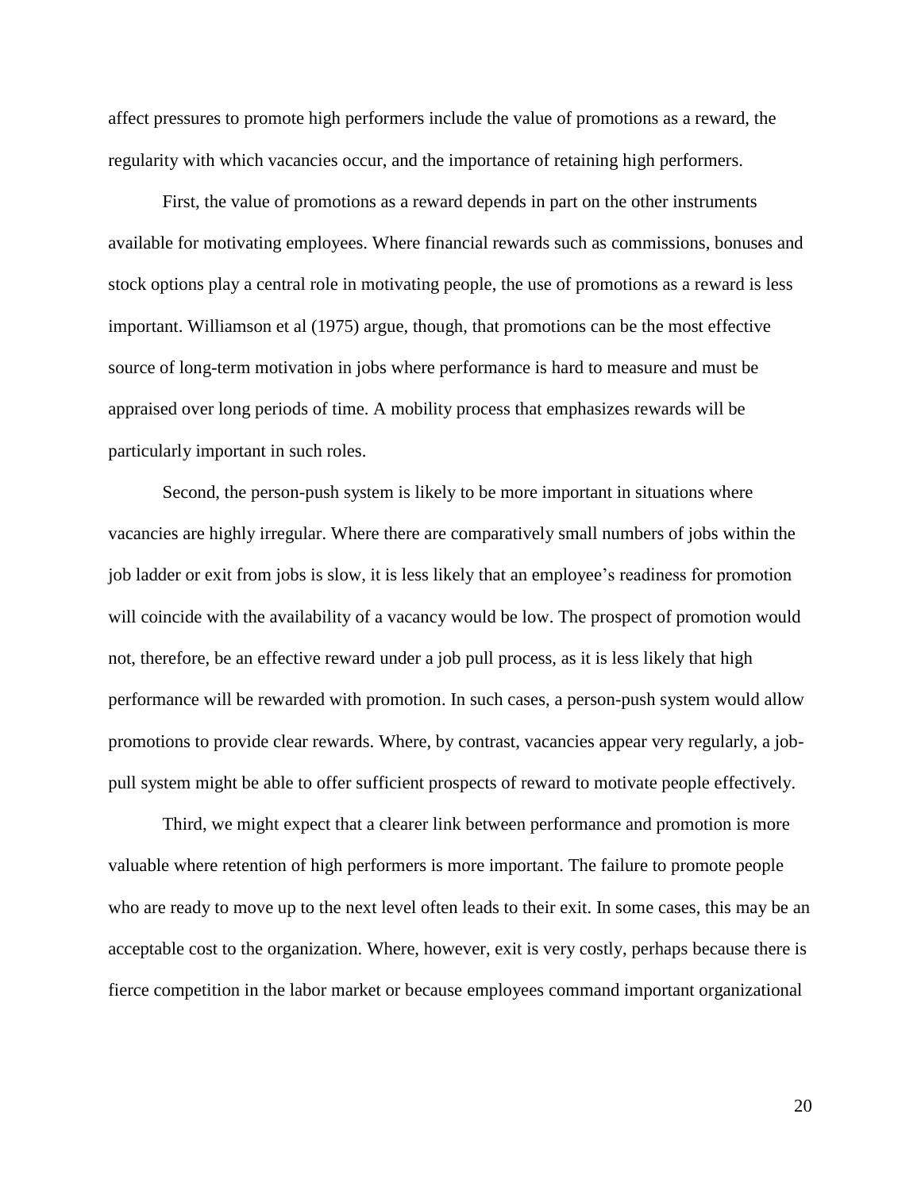affect pressures to promote high performers include the value of promotions as a reward, the regularity with which vacancies occur, and the importance of retaining high performers.

First, the value of promotions as a reward depends in part on the other instruments available for motivating employees. Where financial rewards such as commissions, bonuses and stock options play a central role in motivating people, the use of promotions as a reward is less important. Williamson et al (1975) argue, though, that promotions can be the most effective source of long-term motivation in jobs where performance is hard to measure and must be appraised over long periods of time. A mobility process that emphasizes rewards will be particularly important in such roles.

Second, the person-push system is likely to be more important in situations where vacancies are highly irregular. Where there are comparatively small numbers of jobs within the job ladder or exit from jobs is slow, it is less likely that an employee's readiness for promotion will coincide with the availability of a vacancy would be low. The prospect of promotion would not, therefore, be an effective reward under a job pull process, as it is less likely that high performance will be rewarded with promotion. In such cases, a person-push system would allow promotions to provide clear rewards. Where, by contrast, vacancies appear very regularly, a job-pull system might be able to offer sufficient prospects of reward to motivate people effectively.

Third, we might expect that a clearer link between performance and promotion is more valuable where retention of high performers is more important. The failure to promote people who are ready to move up to the next level often leads to their exit. In some cases, this may be an acceptable cost to the organization. Where, however, exit is very costly, perhaps because there is fierce competition in the labor market or because employees command important organizational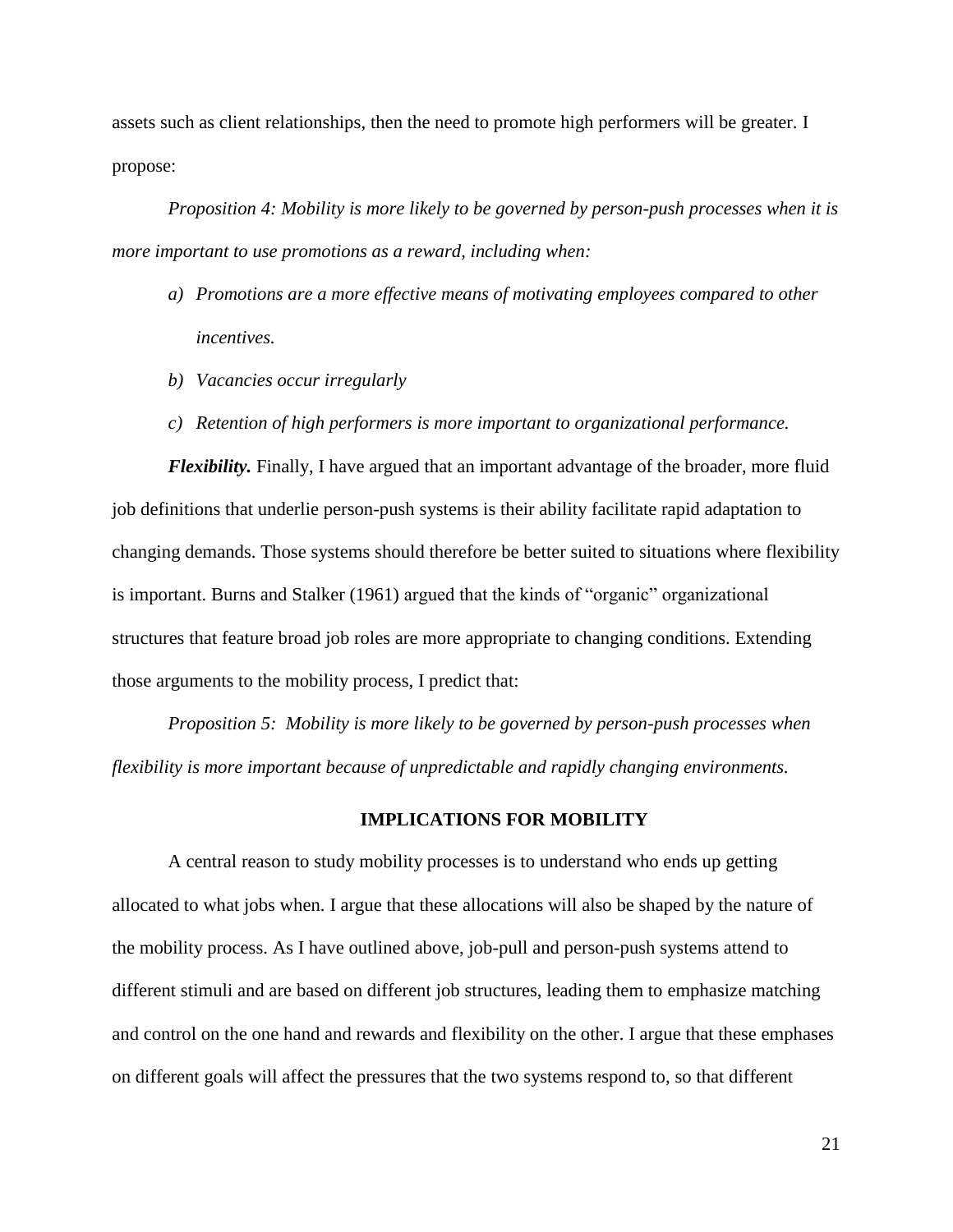assets such as client relationships, then the need to promote high performers will be greater. I propose:

*Proposition 4: Mobility is more likely to be governed by person-push processes when it is more important to use promotions as a reward, including when:*

*a) Promotions are a more effective means of motivating employees compared to other incentives.*

*b) Vacancies occur irregularly*

*c) Retention of high performers is more important to organizational performance.*

***Flexibility.*** Finally, I have argued that an important advantage of the broader, more fluid job definitions that underlie person-push systems is their ability facilitate rapid adaptation to changing demands. Those systems should therefore be better suited to situations where flexibility is important. Burns and Stalker (1961) argued that the kinds of "organic" organizational structures that feature broad job roles are more appropriate to changing conditions. Extending those arguments to the mobility process, I predict that:

*Proposition 5: Mobility is more likely to be governed by person-push processes when flexibility is more important because of unpredictable and rapidly changing environments.*

## IMPLICATIONS FOR MOBILITY

A central reason to study mobility processes is to understand who ends up getting allocated to what jobs when. I argue that these allocations will also be shaped by the nature of the mobility process. As I have outlined above, job-pull and person-push systems attend to different stimuli and are based on different job structures, leading them to emphasize matching and control on the one hand and rewards and flexibility on the other. I argue that these emphases on different goals will affect the pressures that the two systems respond to, so that different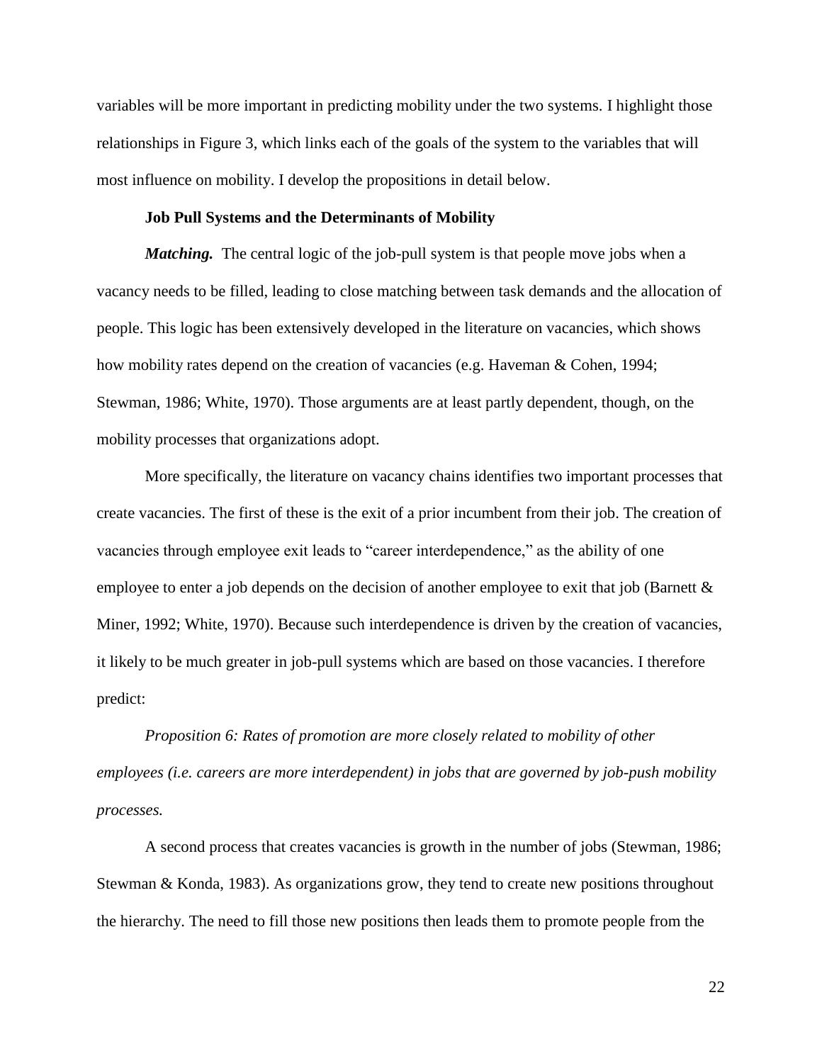variables will be more important in predicting mobility under the two systems. I highlight those relationships in Figure 3, which links each of the goals of the system to the variables that will most influence on mobility. I develop the propositions in detail below.

**Job Pull Systems and the Determinants of Mobility**

***Matching.*** The central logic of the job-pull system is that people move jobs when a vacancy needs to be filled, leading to close matching between task demands and the allocation of people. This logic has been extensively developed in the literature on vacancies, which shows how mobility rates depend on the creation of vacancies (e.g. Haveman & Cohen, 1994; Stewman, 1986; White, 1970). Those arguments are at least partly dependent, though, on the mobility processes that organizations adopt.

More specifically, the literature on vacancy chains identifies two important processes that create vacancies. The first of these is the exit of a prior incumbent from their job. The creation of vacancies through employee exit leads to "career interdependence," as the ability of one employee to enter a job depends on the decision of another employee to exit that job (Barnett & Miner, 1992; White, 1970). Because such interdependence is driven by the creation of vacancies, it likely to be much greater in job-pull systems which are based on those vacancies. I therefore predict:

*Proposition 6: Rates of promotion are more closely related to mobility of other employees (i.e. careers are more interdependent) in jobs that are governed by job-push mobility processes.*

A second process that creates vacancies is growth in the number of jobs (Stewman, 1986; Stewman & Konda, 1983). As organizations grow, they tend to create new positions throughout the hierarchy. The need to fill those new positions then leads them to promote people from the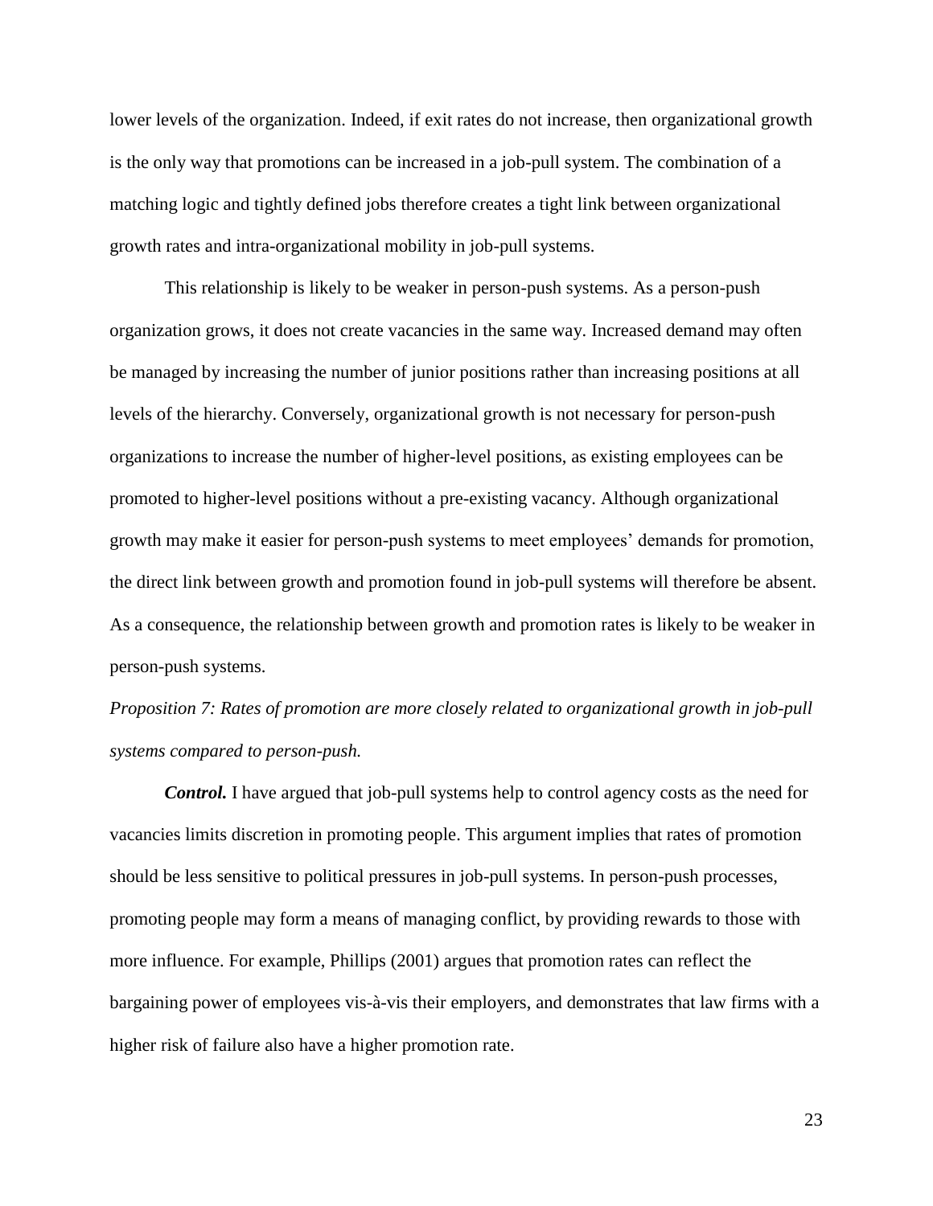lower levels of the organization. Indeed, if exit rates do not increase, then organizational growth is the only way that promotions can be increased in a job-pull system. The combination of a matching logic and tightly defined jobs therefore creates a tight link between organizational growth rates and intra-organizational mobility in job-pull systems.

This relationship is likely to be weaker in person-push systems. As a person-push organization grows, it does not create vacancies in the same way. Increased demand may often be managed by increasing the number of junior positions rather than increasing positions at all levels of the hierarchy. Conversely, organizational growth is not necessary for person-push organizations to increase the number of higher-level positions, as existing employees can be promoted to higher-level positions without a pre-existing vacancy. Although organizational growth may make it easier for person-push systems to meet employees' demands for promotion, the direct link between growth and promotion found in job-pull systems will therefore be absent. As a consequence, the relationship between growth and promotion rates is likely to be weaker in person-push systems.

*Proposition 7: Rates of promotion are more closely related to organizational growth in job-pull systems compared to person-push.*

***Control.*** I have argued that job-pull systems help to control agency costs as the need for vacancies limits discretion in promoting people. This argument implies that rates of promotion should be less sensitive to political pressures in job-pull systems. In person-push processes, promoting people may form a means of managing conflict, by providing rewards to those with more influence. For example, Phillips (2001) argues that promotion rates can reflect the bargaining power of employees vis-à-vis their employers, and demonstrates that law firms with a higher risk of failure also have a higher promotion rate.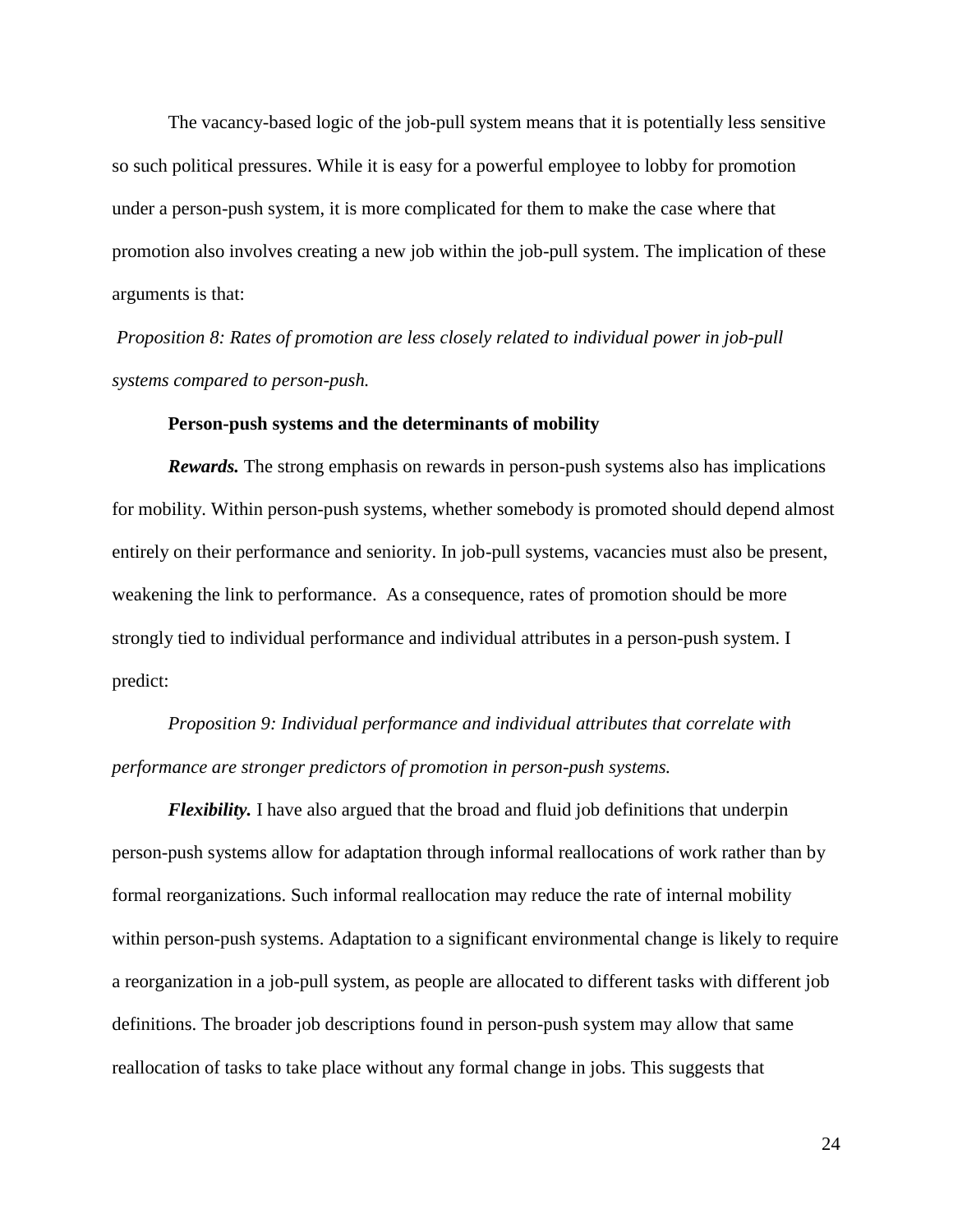The vacancy-based logic of the job-pull system means that it is potentially less sensitive so such political pressures. While it is easy for a powerful employee to lobby for promotion under a person-push system, it is more complicated for them to make the case where that promotion also involves creating a new job within the job-pull system. The implication of these arguments is that:

*Proposition 8: Rates of promotion are less closely related to individual power in job-pull systems compared to person-push.*

**Person-push systems and the determinants of mobility**

***Rewards.*** The strong emphasis on rewards in person-push systems also has implications for mobility. Within person-push systems, whether somebody is promoted should depend almost entirely on their performance and seniority. In job-pull systems, vacancies must also be present, weakening the link to performance. As a consequence, rates of promotion should be more strongly tied to individual performance and individual attributes in a person-push system. I predict:

*Proposition 9: Individual performance and individual attributes that correlate with performance are stronger predictors of promotion in person-push systems.*

***Flexibility.*** I have also argued that the broad and fluid job definitions that underpin person-push systems allow for adaptation through informal reallocations of work rather than by formal reorganizations. Such informal reallocation may reduce the rate of internal mobility within person-push systems. Adaptation to a significant environmental change is likely to require a reorganization in a job-pull system, as people are allocated to different tasks with different job definitions. The broader job descriptions found in person-push system may allow that same reallocation of tasks to take place without any formal change in jobs. This suggests that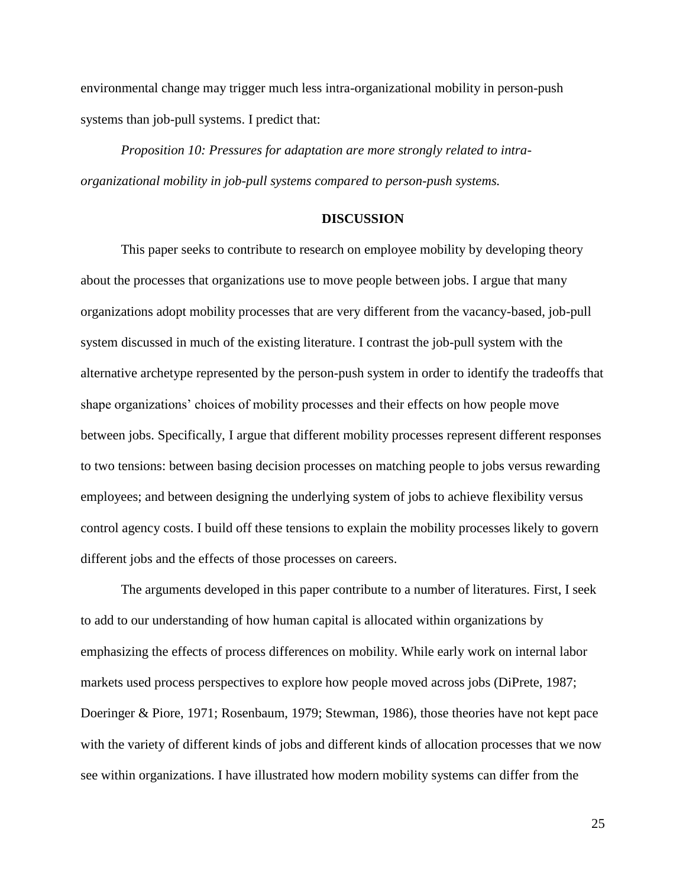environmental change may trigger much less intra-organizational mobility in person-push systems than job-pull systems. I predict that:

*Proposition 10: Pressures for adaptation are more strongly related to intra-organizational mobility in job-pull systems compared to person-push systems.*

## DISCUSSION

This paper seeks to contribute to research on employee mobility by developing theory about the processes that organizations use to move people between jobs. I argue that many organizations adopt mobility processes that are very different from the vacancy-based, job-pull system discussed in much of the existing literature. I contrast the job-pull system with the alternative archetype represented by the person-push system in order to identify the tradeoffs that shape organizations' choices of mobility processes and their effects on how people move between jobs. Specifically, I argue that different mobility processes represent different responses to two tensions: between basing decision processes on matching people to jobs versus rewarding employees; and between designing the underlying system of jobs to achieve flexibility versus control agency costs. I build off these tensions to explain the mobility processes likely to govern different jobs and the effects of those processes on careers.

The arguments developed in this paper contribute to a number of literatures. First, I seek to add to our understanding of how human capital is allocated within organizations by emphasizing the effects of process differences on mobility. While early work on internal labor markets used process perspectives to explore how people moved across jobs (DiPrete, 1987; Doeringer & Piore, 1971; Rosenbaum, 1979; Stewman, 1986), those theories have not kept pace with the variety of different kinds of jobs and different kinds of allocation processes that we now see within organizations. I have illustrated how modern mobility systems can differ from the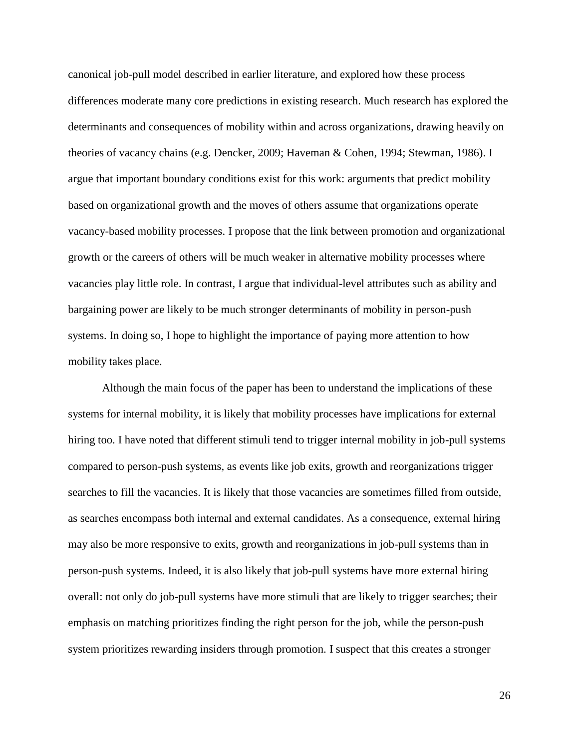canonical job-pull model described in earlier literature, and explored how these process differences moderate many core predictions in existing research. Much research has explored the determinants and consequences of mobility within and across organizations, drawing heavily on theories of vacancy chains (e.g. Dencker, 2009; Haveman & Cohen, 1994; Stewman, 1986). I argue that important boundary conditions exist for this work: arguments that predict mobility based on organizational growth and the moves of others assume that organizations operate vacancy-based mobility processes. I propose that the link between promotion and organizational growth or the careers of others will be much weaker in alternative mobility processes where vacancies play little role. In contrast, I argue that individual-level attributes such as ability and bargaining power are likely to be much stronger determinants of mobility in person-push systems. In doing so, I hope to highlight the importance of paying more attention to how mobility takes place.

Although the main focus of the paper has been to understand the implications of these systems for internal mobility, it is likely that mobility processes have implications for external hiring too. I have noted that different stimuli tend to trigger internal mobility in job-pull systems compared to person-push systems, as events like job exits, growth and reorganizations trigger searches to fill the vacancies. It is likely that those vacancies are sometimes filled from outside, as searches encompass both internal and external candidates. As a consequence, external hiring may also be more responsive to exits, growth and reorganizations in job-pull systems than in person-push systems. Indeed, it is also likely that job-pull systems have more external hiring overall: not only do job-pull systems have more stimuli that are likely to trigger searches; their emphasis on matching prioritizes finding the right person for the job, while the person-push system prioritizes rewarding insiders through promotion. I suspect that this creates a stronger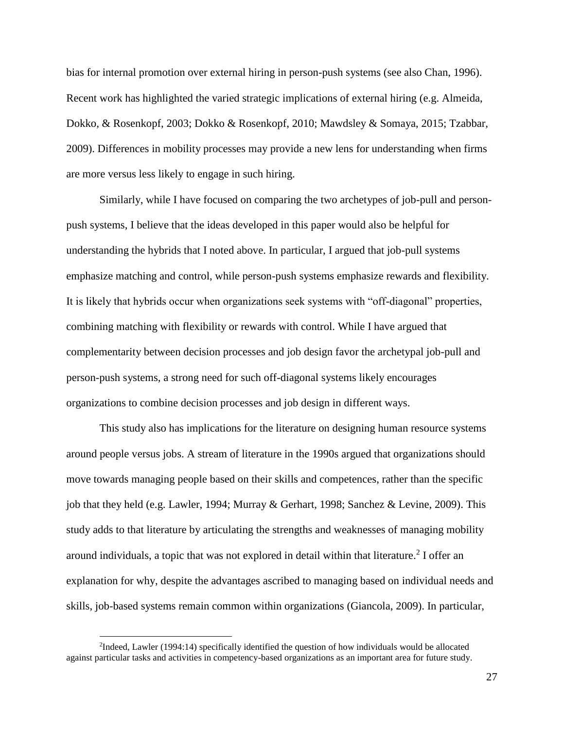bias for internal promotion over external hiring in person-push systems (see also Chan, 1996). Recent work has highlighted the varied strategic implications of external hiring (e.g. Almeida, Dokko, & Rosenkopf, 2003; Dokko & Rosenkopf, 2010; Mawdsley & Somaya, 2015; Tzabbar, 2009). Differences in mobility processes may provide a new lens for understanding when firms are more versus less likely to engage in such hiring.

Similarly, while I have focused on comparing the two archetypes of job-pull and person-push systems, I believe that the ideas developed in this paper would also be helpful for understanding the hybrids that I noted above. In particular, I argued that job-pull systems emphasize matching and control, while person-push systems emphasize rewards and flexibility. It is likely that hybrids occur when organizations seek systems with "off-diagonal" properties, combining matching with flexibility or rewards with control. While I have argued that complementarity between decision processes and job design favor the archetypal job-pull and person-push systems, a strong need for such off-diagonal systems likely encourages organizations to combine decision processes and job design in different ways.

This study also has implications for the literature on designing human resource systems around people versus jobs. A stream of literature in the 1990s argued that organizations should move towards managing people based on their skills and competences, rather than the specific job that they held (e.g. Lawler, 1994; Murray & Gerhart, 1998; Sanchez & Levine, 2009). This study adds to that literature by articulating the strengths and weaknesses of managing mobility around individuals, a topic that was not explored in detail within that literature.[2] I offer an explanation for why, despite the advantages ascribed to managing based on individual needs and skills, job-based systems remain common within organizations (Giancola, 2009). In particular,

[2]Indeed, Lawler (1994:14) specifically identified the question of how individuals would be allocated against particular tasks and activities in competency-based organizations as an important area for future study.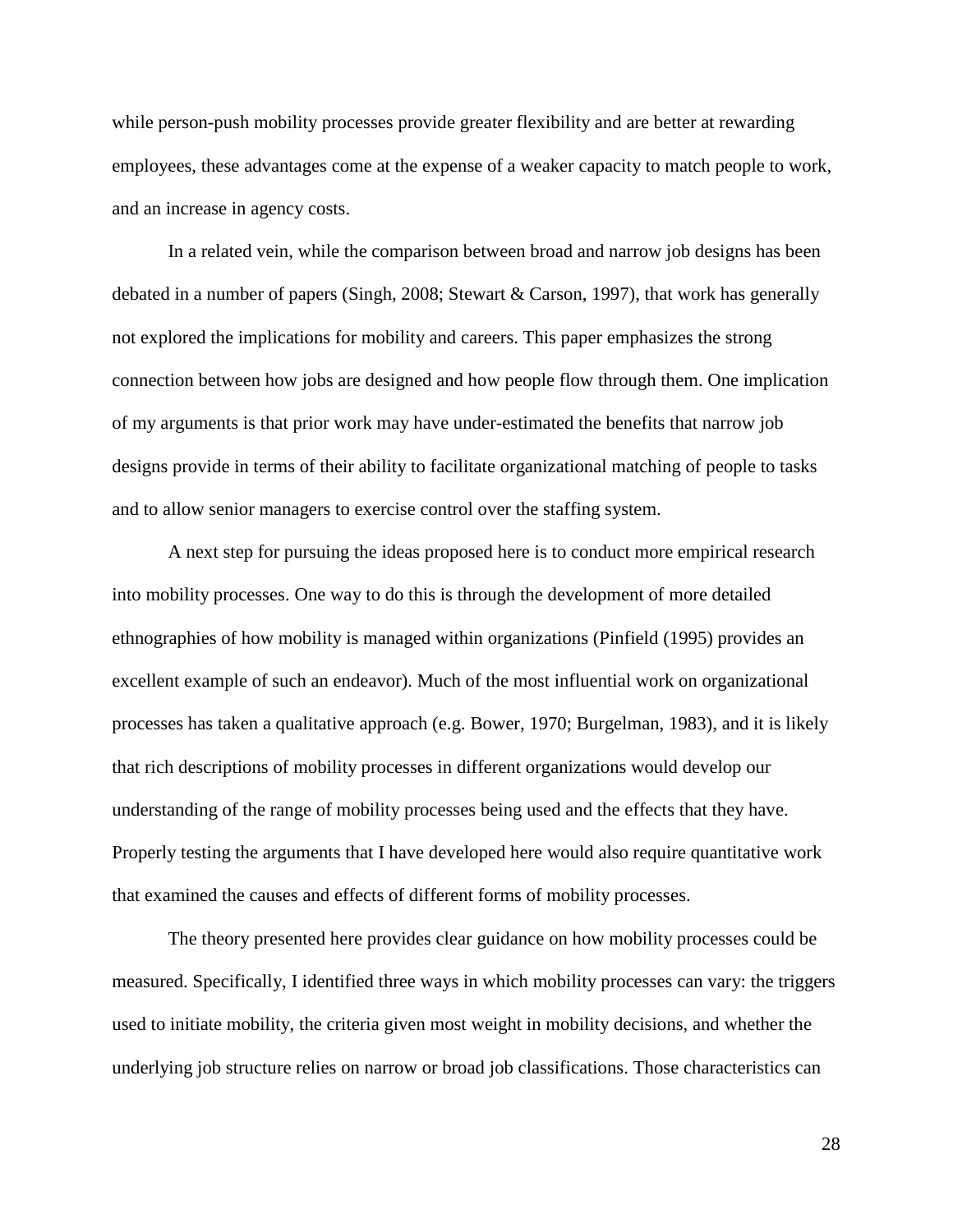while person-push mobility processes provide greater flexibility and are better at rewarding employees, these advantages come at the expense of a weaker capacity to match people to work, and an increase in agency costs.

In a related vein, while the comparison between broad and narrow job designs has been debated in a number of papers (Singh, 2008; Stewart & Carson, 1997), that work has generally not explored the implications for mobility and careers. This paper emphasizes the strong connection between how jobs are designed and how people flow through them. One implication of my arguments is that prior work may have under-estimated the benefits that narrow job designs provide in terms of their ability to facilitate organizational matching of people to tasks and to allow senior managers to exercise control over the staffing system.

A next step for pursuing the ideas proposed here is to conduct more empirical research into mobility processes. One way to do this is through the development of more detailed ethnographies of how mobility is managed within organizations (Pinfield (1995) provides an excellent example of such an endeavor). Much of the most influential work on organizational processes has taken a qualitative approach (e.g. Bower, 1970; Burgelman, 1983), and it is likely that rich descriptions of mobility processes in different organizations would develop our understanding of the range of mobility processes being used and the effects that they have. Properly testing the arguments that I have developed here would also require quantitative work that examined the causes and effects of different forms of mobility processes.

The theory presented here provides clear guidance on how mobility processes could be measured. Specifically, I identified three ways in which mobility processes can vary: the triggers used to initiate mobility, the criteria given most weight in mobility decisions, and whether the underlying job structure relies on narrow or broad job classifications. Those characteristics can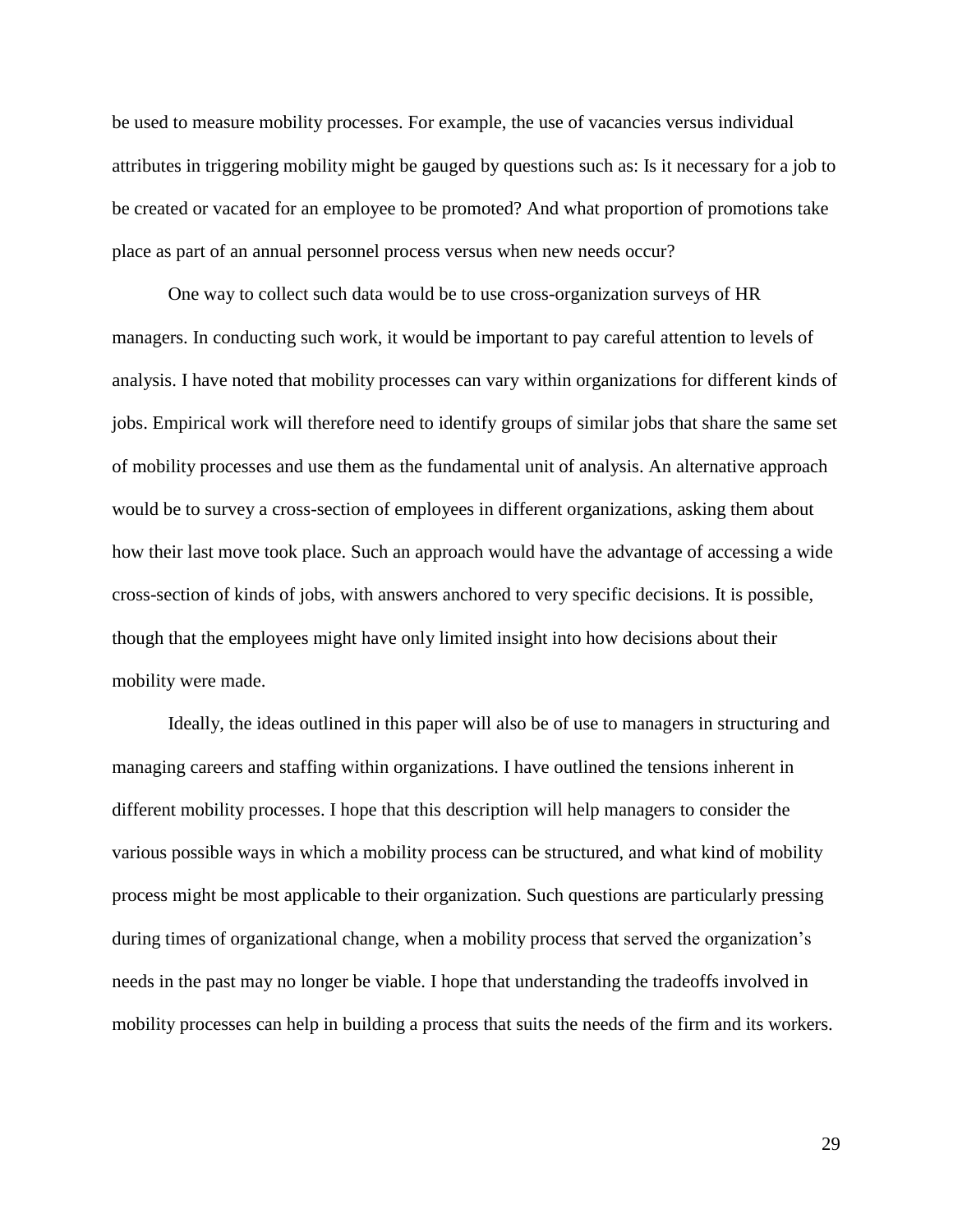be used to measure mobility processes. For example, the use of vacancies versus individual attributes in triggering mobility might be gauged by questions such as: Is it necessary for a job to be created or vacated for an employee to be promoted? And what proportion of promotions take place as part of an annual personnel process versus when new needs occur?

One way to collect such data would be to use cross-organization surveys of HR managers. In conducting such work, it would be important to pay careful attention to levels of analysis. I have noted that mobility processes can vary within organizations for different kinds of jobs. Empirical work will therefore need to identify groups of similar jobs that share the same set of mobility processes and use them as the fundamental unit of analysis. An alternative approach would be to survey a cross-section of employees in different organizations, asking them about how their last move took place. Such an approach would have the advantage of accessing a wide cross-section of kinds of jobs, with answers anchored to very specific decisions. It is possible, though that the employees might have only limited insight into how decisions about their mobility were made.

Ideally, the ideas outlined in this paper will also be of use to managers in structuring and managing careers and staffing within organizations. I have outlined the tensions inherent in different mobility processes. I hope that this description will help managers to consider the various possible ways in which a mobility process can be structured, and what kind of mobility process might be most applicable to their organization. Such questions are particularly pressing during times of organizational change, when a mobility process that served the organization's needs in the past may no longer be viable. I hope that understanding the tradeoffs involved in mobility processes can help in building a process that suits the needs of the firm and its workers.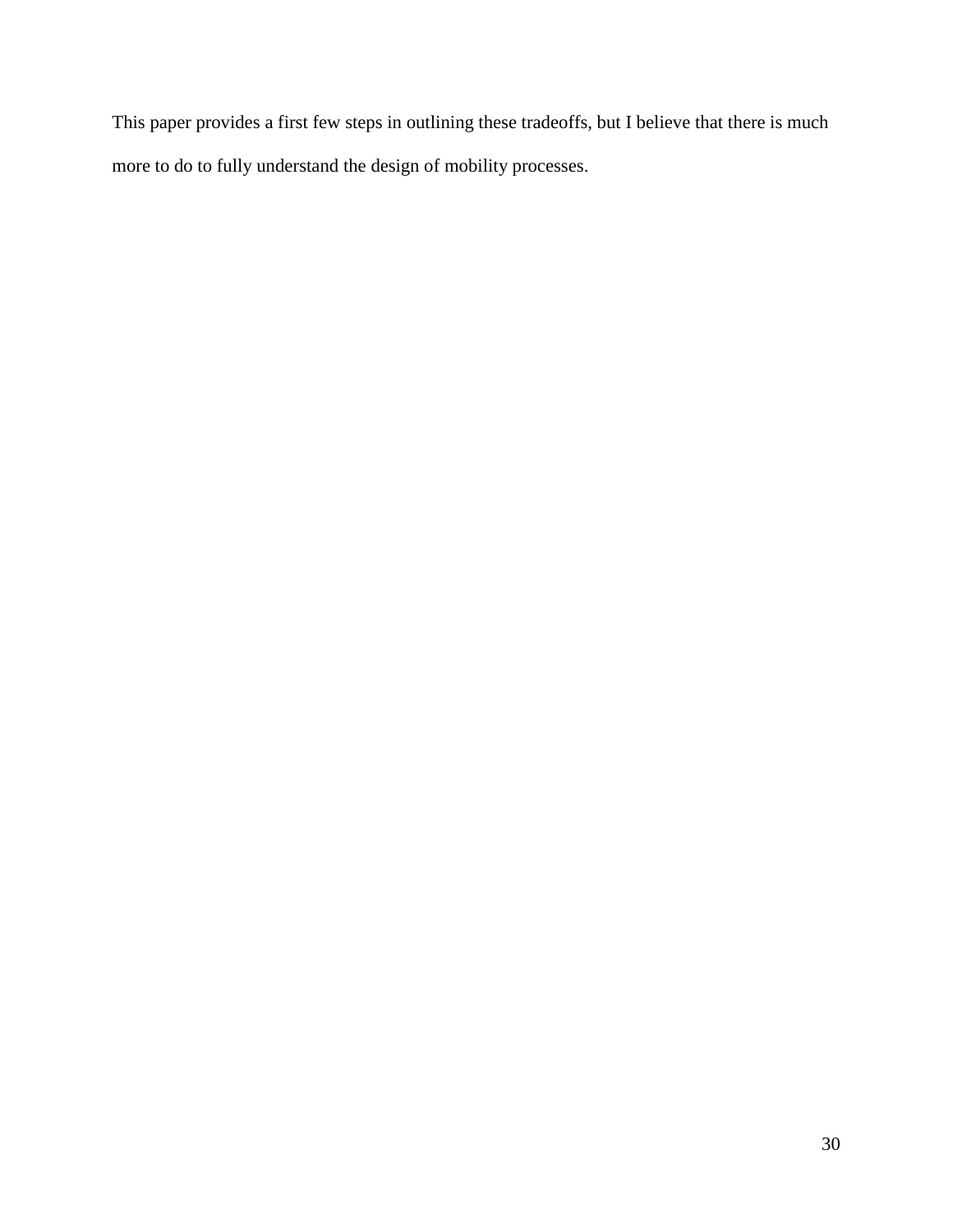This paper provides a first few steps in outlining these tradeoffs, but I believe that there is much more to do to fully understand the design of mobility processes.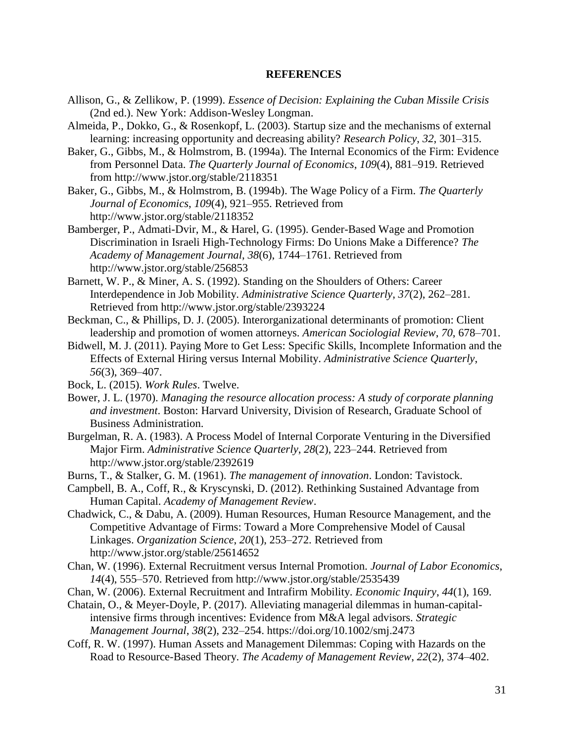## REFERENCES

Allison, G., & Zellikow, P. (1999). *Essence of Decision: Explaining the Cuban Missile Crisis* (2nd ed.). New York: Addison-Wesley Longman.

Almeida, P., Dokko, G., & Rosenkopf, L. (2003). Startup size and the mechanisms of external learning: increasing opportunity and decreasing ability? *Research Policy*, *32*, 301–315.

Baker, G., Gibbs, M., & Holmstrom, B. (1994a). The Internal Economics of the Firm: Evidence from Personnel Data. *The Quarterly Journal of Economics*, *109*(4), 881–919. Retrieved from http://www.jstor.org/stable/2118351

Baker, G., Gibbs, M., & Holmstrom, B. (1994b). The Wage Policy of a Firm. *The Quarterly Journal of Economics*, *109*(4), 921–955. Retrieved from http://www.jstor.org/stable/2118352

Bamberger, P., Admati-Dvir, M., & Harel, G. (1995). Gender-Based Wage and Promotion Discrimination in Israeli High-Technology Firms: Do Unions Make a Difference? *The Academy of Management Journal*, *38*(6), 1744–1761. Retrieved from http://www.jstor.org/stable/256853

Barnett, W. P., & Miner, A. S. (1992). Standing on the Shoulders of Others: Career Interdependence in Job Mobility. *Administrative Science Quarterly*, *37*(2), 262–281. Retrieved from http://www.jstor.org/stable/2393224

Beckman, C., & Phillips, D. J. (2005). Interorganizational determinants of promotion: Client leadership and promotion of women attorneys. *American Sociologial Review*, *70*, 678–701.

Bidwell, M. J. (2011). Paying More to Get Less: Specific Skills, Incomplete Information and the Effects of External Hiring versus Internal Mobility. *Administrative Science Quarterly*, *56*(3), 369–407.

Bock, L. (2015). *Work Rules*. Twelve.

Bower, J. L. (1970). *Managing the resource allocation process: A study of corporate planning and investment*. Boston: Harvard University, Division of Research, Graduate School of Business Administration.

Burgelman, R. A. (1983). A Process Model of Internal Corporate Venturing in the Diversified Major Firm. *Administrative Science Quarterly*, *28*(2), 223–244. Retrieved from http://www.jstor.org/stable/2392619

Burns, T., & Stalker, G. M. (1961). *The management of innovation*. London: Tavistock.

Campbell, B. A., Coff, R., & Kryscynski, D. (2012). Rethinking Sustained Advantage from Human Capital. *Academy of Management Review*.

Chadwick, C., & Dabu, A. (2009). Human Resources, Human Resource Management, and the Competitive Advantage of Firms: Toward a More Comprehensive Model of Causal Linkages. *Organization Science*, *20*(1), 253–272. Retrieved from http://www.jstor.org/stable/25614652

Chan, W. (1996). External Recruitment versus Internal Promotion. *Journal of Labor Economics*, *14*(4), 555–570. Retrieved from http://www.jstor.org/stable/2535439

Chan, W. (2006). External Recruitment and Intrafirm Mobility. *Economic Inquiry*, *44*(1), 169.

Chatain, O., & Meyer-Doyle, P. (2017). Alleviating managerial dilemmas in human-capital-intensive firms through incentives: Evidence from M&A legal advisors. *Strategic Management Journal*, *38*(2), 232–254. https://doi.org/10.1002/smj.2473

Coff, R. W. (1997). Human Assets and Management Dilemmas: Coping with Hazards on the Road to Resource-Based Theory. *The Academy of Management Review*, *22*(2), 374–402.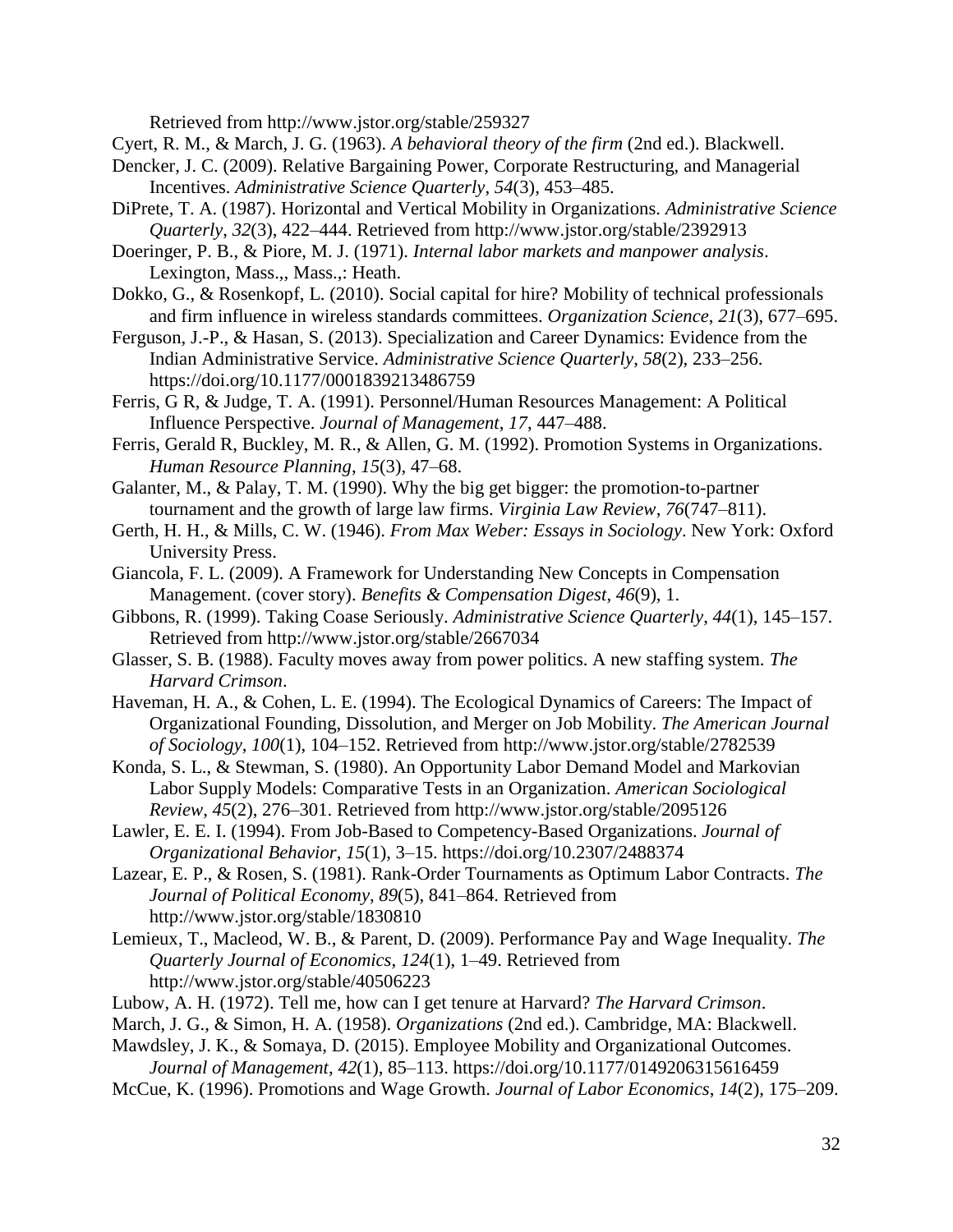Retrieved from http://www.jstor.org/stable/259327

Cyert, R. M., & March, J. G. (1963). *A behavioral theory of the firm* (2nd ed.). Blackwell.

Dencker, J. C. (2009). Relative Bargaining Power, Corporate Restructuring, and Managerial Incentives. *Administrative Science Quarterly*, *54*(3), 453–485.

DiPrete, T. A. (1987). Horizontal and Vertical Mobility in Organizations. *Administrative Science Quarterly*, *32*(3), 422–444. Retrieved from http://www.jstor.org/stable/2392913

Doeringer, P. B., & Piore, M. J. (1971). *Internal labor markets and manpower analysis*. Lexington, Mass.,, Mass.,: Heath.

Dokko, G., & Rosenkopf, L. (2010). Social capital for hire? Mobility of technical professionals and firm influence in wireless standards committees. *Organization Science*, *21*(3), 677–695.

Ferguson, J.-P., & Hasan, S. (2013). Specialization and Career Dynamics: Evidence from the Indian Administrative Service. *Administrative Science Quarterly*, *58*(2), 233–256. https://doi.org/10.1177/0001839213486759

Ferris, G R, & Judge, T. A. (1991). Personnel/Human Resources Management: A Political Influence Perspective. *Journal of Management*, *17*, 447–488.

Ferris, Gerald R, Buckley, M. R., & Allen, G. M. (1992). Promotion Systems in Organizations. *Human Resource Planning*, *15*(3), 47–68.

Galanter, M., & Palay, T. M. (1990). Why the big get bigger: the promotion-to-partner tournament and the growth of large law firms. *Virginia Law Review*, *76*(747–811).

Gerth, H. H., & Mills, C. W. (1946). *From Max Weber: Essays in Sociology*. New York: Oxford University Press.

Giancola, F. L. (2009). A Framework for Understanding New Concepts in Compensation Management. (cover story). *Benefits & Compensation Digest*, *46*(9), 1.

Gibbons, R. (1999). Taking Coase Seriously. *Administrative Science Quarterly*, *44*(1), 145–157. Retrieved from http://www.jstor.org/stable/2667034

Glasser, S. B. (1988). Faculty moves away from power politics. A new staffing system. *The Harvard Crimson*.

Haveman, H. A., & Cohen, L. E. (1994). The Ecological Dynamics of Careers: The Impact of Organizational Founding, Dissolution, and Merger on Job Mobility. *The American Journal of Sociology*, *100*(1), 104–152. Retrieved from http://www.jstor.org/stable/2782539

Konda, S. L., & Stewman, S. (1980). An Opportunity Labor Demand Model and Markovian Labor Supply Models: Comparative Tests in an Organization. *American Sociological Review*, *45*(2), 276–301. Retrieved from http://www.jstor.org/stable/2095126

Lawler, E. E. I. (1994). From Job-Based to Competency-Based Organizations. *Journal of Organizational Behavior*, *15*(1), 3–15. https://doi.org/10.2307/2488374

Lazear, E. P., & Rosen, S. (1981). Rank-Order Tournaments as Optimum Labor Contracts. *The Journal of Political Economy*, *89*(5), 841–864. Retrieved from http://www.jstor.org/stable/1830810

Lemieux, T., Macleod, W. B., & Parent, D. (2009). Performance Pay and Wage Inequality. *The Quarterly Journal of Economics*, *124*(1), 1–49. Retrieved from http://www.jstor.org/stable/40506223

Lubow, A. H. (1972). Tell me, how can I get tenure at Harvard? *The Harvard Crimson*.

March, J. G., & Simon, H. A. (1958). *Organizations* (2nd ed.). Cambridge, MA: Blackwell.

Mawdsley, J. K., & Somaya, D. (2015). Employee Mobility and Organizational Outcomes. *Journal of Management*, *42*(1), 85–113. https://doi.org/10.1177/0149206315616459

McCue, K. (1996). Promotions and Wage Growth. *Journal of Labor Economics*, *14*(2), 175–209.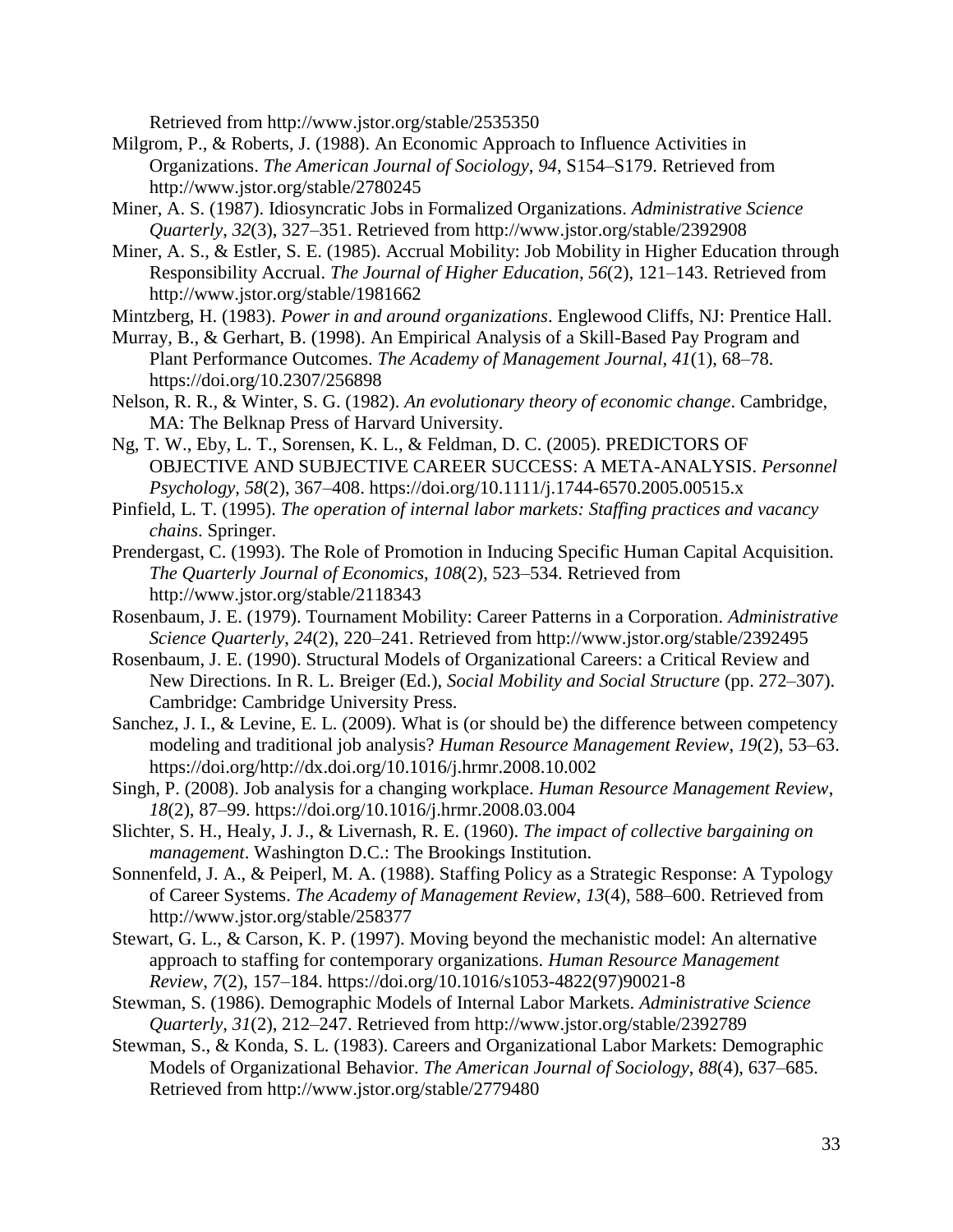Retrieved from http://www.jstor.org/stable/2535350

Milgrom, P., & Roberts, J. (1988). An Economic Approach to Influence Activities in Organizations. *The American Journal of Sociology*, *94*, S154–S179. Retrieved from http://www.jstor.org/stable/2780245

Miner, A. S. (1987). Idiosyncratic Jobs in Formalized Organizations. *Administrative Science Quarterly*, *32*(3), 327–351. Retrieved from http://www.jstor.org/stable/2392908

Miner, A. S., & Estler, S. E. (1985). Accrual Mobility: Job Mobility in Higher Education through Responsibility Accrual. *The Journal of Higher Education*, *56*(2), 121–143. Retrieved from http://www.jstor.org/stable/1981662

Mintzberg, H. (1983). *Power in and around organizations*. Englewood Cliffs, NJ: Prentice Hall.

Murray, B., & Gerhart, B. (1998). An Empirical Analysis of a Skill-Based Pay Program and Plant Performance Outcomes. *The Academy of Management Journal*, *41*(1), 68–78. https://doi.org/10.2307/256898

Nelson, R. R., & Winter, S. G. (1982). *An evolutionary theory of economic change*. Cambridge, MA: The Belknap Press of Harvard University.

Ng, T. W., Eby, L. T., Sorensen, K. L., & Feldman, D. C. (2005). PREDICTORS OF OBJECTIVE AND SUBJECTIVE CAREER SUCCESS: A META-ANALYSIS. *Personnel Psychology*, *58*(2), 367–408. https://doi.org/10.1111/j.1744-6570.2005.00515.x

Pinfield, L. T. (1995). *The operation of internal labor markets: Staffing practices and vacancy chains*. Springer.

Prendergast, C. (1993). The Role of Promotion in Inducing Specific Human Capital Acquisition. *The Quarterly Journal of Economics*, *108*(2), 523–534. Retrieved from http://www.jstor.org/stable/2118343

Rosenbaum, J. E. (1979). Tournament Mobility: Career Patterns in a Corporation. *Administrative Science Quarterly*, *24*(2), 220–241. Retrieved from http://www.jstor.org/stable/2392495

Rosenbaum, J. E. (1990). Structural Models of Organizational Careers: a Critical Review and New Directions. In R. L. Breiger (Ed.), *Social Mobility and Social Structure* (pp. 272–307). Cambridge: Cambridge University Press.

Sanchez, J. I., & Levine, E. L. (2009). What is (or should be) the difference between competency modeling and traditional job analysis? *Human Resource Management Review*, *19*(2), 53–63. https://doi.org/http://dx.doi.org/10.1016/j.hrmr.2008.10.002

Singh, P. (2008). Job analysis for a changing workplace. *Human Resource Management Review*, *18*(2), 87–99. https://doi.org/10.1016/j.hrmr.2008.03.004

Slichter, S. H., Healy, J. J., & Livernash, R. E. (1960). *The impact of collective bargaining on management*. Washington D.C.: The Brookings Institution.

Sonnenfeld, J. A., & Peiperl, M. A. (1988). Staffing Policy as a Strategic Response: A Typology of Career Systems. *The Academy of Management Review*, *13*(4), 588–600. Retrieved from http://www.jstor.org/stable/258377

Stewart, G. L., & Carson, K. P. (1997). Moving beyond the mechanistic model: An alternative approach to staffing for contemporary organizations. *Human Resource Management Review*, *7*(2), 157–184. https://doi.org/10.1016/s1053-4822(97)90021-8

Stewman, S. (1986). Demographic Models of Internal Labor Markets. *Administrative Science Quarterly*, *31*(2), 212–247. Retrieved from http://www.jstor.org/stable/2392789

Stewman, S., & Konda, S. L. (1983). Careers and Organizational Labor Markets: Demographic Models of Organizational Behavior. *The American Journal of Sociology*, *88*(4), 637–685. Retrieved from http://www.jstor.org/stable/2779480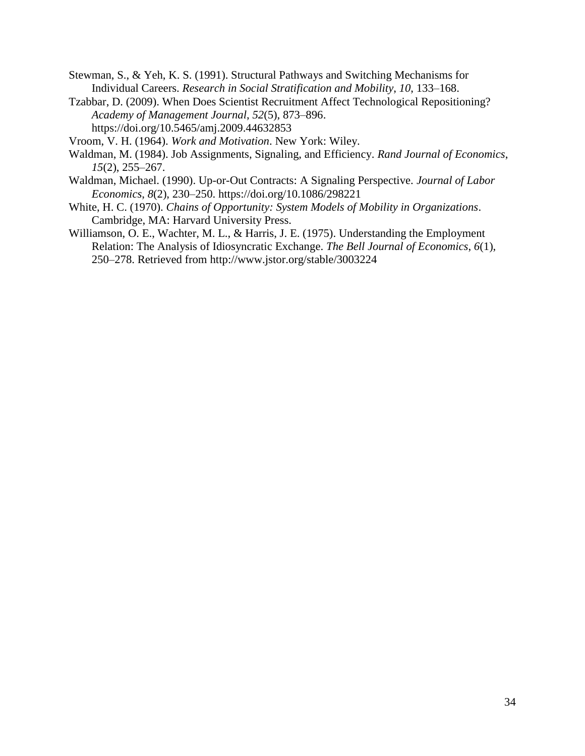Stewman, S., & Yeh, K. S. (1991). Structural Pathways and Switching Mechanisms for Individual Careers. *Research in Social Stratification and Mobility*, *10*, 133–168.

Tzabbar, D. (2009). When Does Scientist Recruitment Affect Technological Repositioning? *Academy of Management Journal*, *52*(5), 873–896. https://doi.org/10.5465/amj.2009.44632853

Vroom, V. H. (1964). *Work and Motivation*. New York: Wiley.

Waldman, M. (1984). Job Assignments, Signaling, and Efficiency. *Rand Journal of Economics*, *15*(2), 255–267.

Waldman, Michael. (1990). Up-or-Out Contracts: A Signaling Perspective. *Journal of Labor Economics*, *8*(2), 230–250. https://doi.org/10.1086/298221

White, H. C. (1970). *Chains of Opportunity: System Models of Mobility in Organizations*. Cambridge, MA: Harvard University Press.

Williamson, O. E., Wachter, M. L., & Harris, J. E. (1975). Understanding the Employment Relation: The Analysis of Idiosyncratic Exchange. *The Bell Journal of Economics*, *6*(1), 250–278. Retrieved from http://www.jstor.org/stable/3003224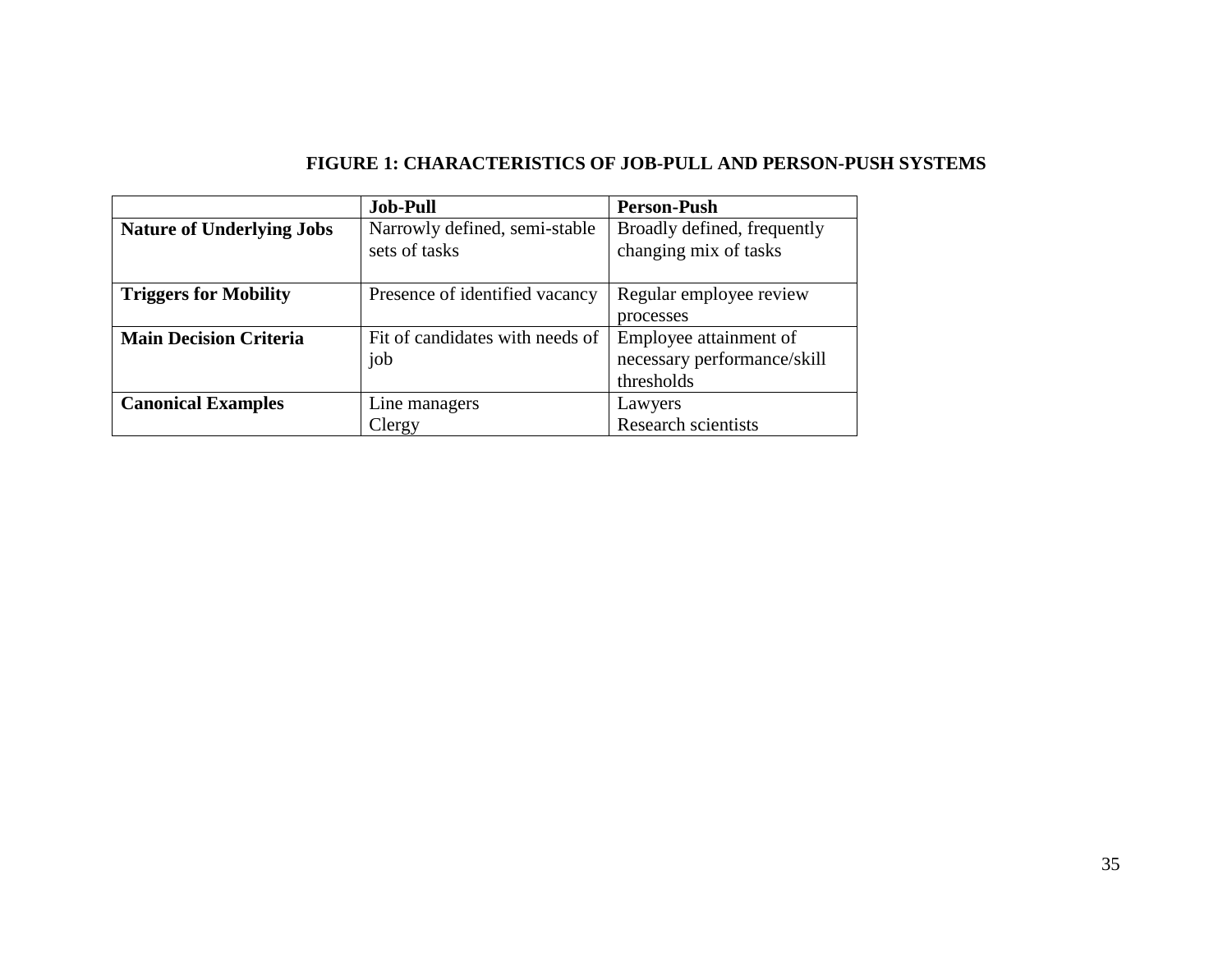**FIGURE 1: CHARACTERISTICS OF JOB-PULL AND PERSON-PUSH SYSTEMS**

| | **Job-Pull** | **Person-Push** |
|---|---|---|
| **Nature of Underlying Jobs** | Narrowly defined, semi-stable sets of tasks | Broadly defined, frequently changing mix of tasks |
| **Triggers for Mobility** | Presence of identified vacancy | Regular employee review processes |
| **Main Decision Criteria** | Fit of candidates with needs of job | Employee attainment of necessary performance/skill thresholds |
| **Canonical Examples** | Line managers<br>Clergy | Lawyers<br>Research scientists |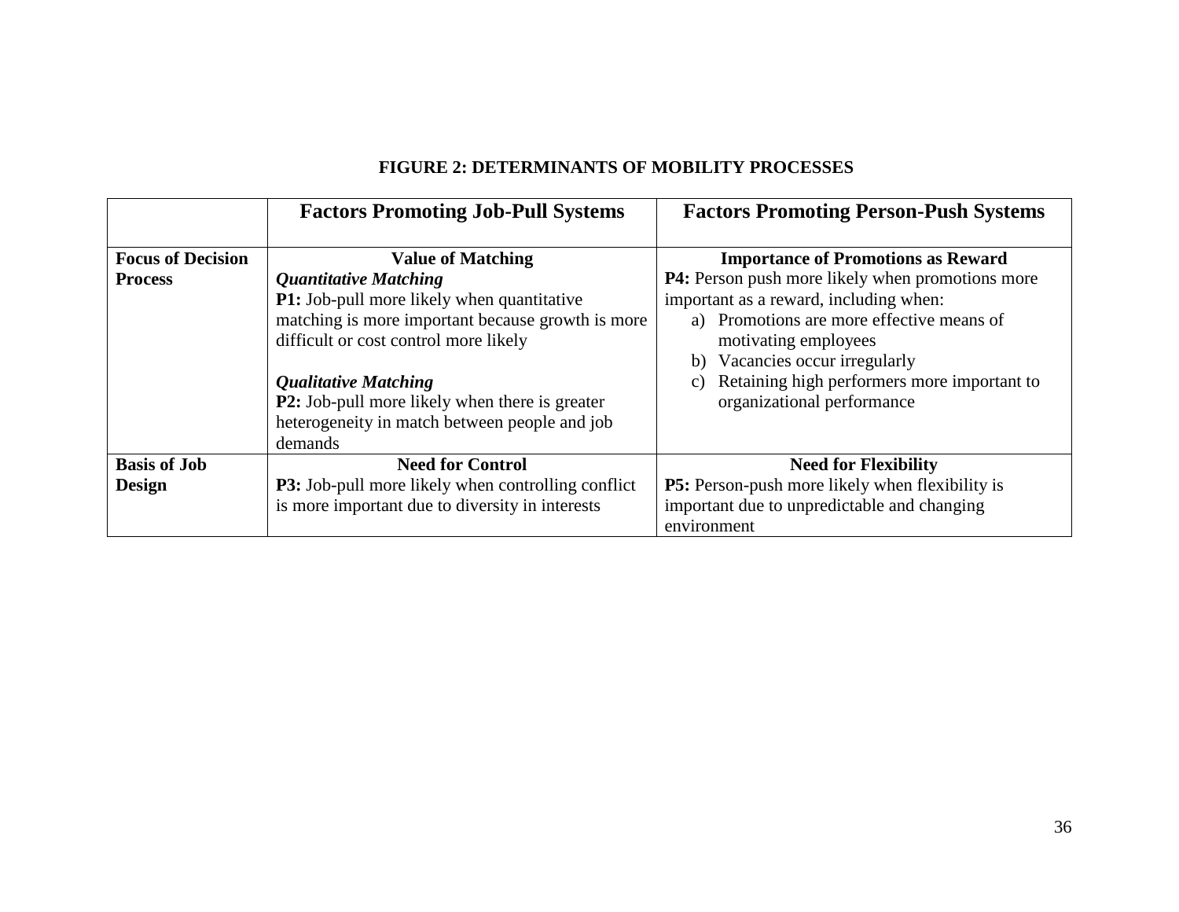**FIGURE 2: DETERMINANTS OF MOBILITY PROCESSES**

| | **Factors Promoting Job-Pull Systems** | **Factors Promoting Person-Push Systems** |
|---|---|---|
| **Focus of Decision Process** | **Value of Matching**<br>***Quantitative Matching***<br>**P1:** Job-pull more likely when quantitative matching is more important because growth is more difficult or cost control more likely<br><br>***Qualitative Matching***<br>**P2:** Job-pull more likely when there is greater heterogeneity in match between people and job demands | **Importance of Promotions as Reward**<br>**P4:** Person push more likely when promotions more important as a reward, including when:<br>a) Promotions are more effective means of motivating employees<br>b) Vacancies occur irregularly<br>c) Retaining high performers more important to organizational performance |
| **Basis of Job Design** | **Need for Control**<br>**P3:** Job-pull more likely when controlling conflict is more important due to diversity in interests | **Need for Flexibility**<br>**P5:** Person-push more likely when flexibility is important due to unpredictable and changing environment |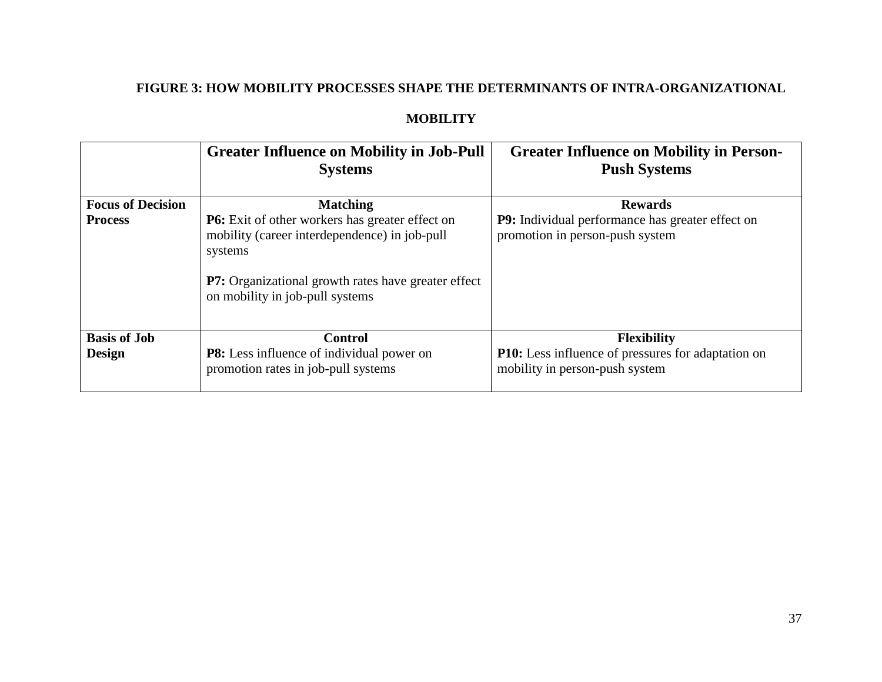**FIGURE 3: HOW MOBILITY PROCESSES SHAPE THE DETERMINANTS OF INTRA-ORGANIZATIONAL MOBILITY**

| | **Greater Influence on Mobility in Job-Pull Systems** | **Greater Influence on Mobility in Person-Push Systems** |
|---|---|---|
| **Focus of Decision Process** | **Matching**<br>**P6:** Exit of other workers has greater effect on mobility (career interdependence) in job-pull systems<br><br>**P7:** Organizational growth rates have greater effect on mobility in job-pull systems | **Rewards**<br>**P9:** Individual performance has greater effect on promotion in person-push system |
| **Basis of Job Design** | **Control**<br>**P8:** Less influence of individual power on promotion rates in job-pull systems | **Flexibility**<br>**P10:** Less influence of pressures for adaptation on mobility in person-push system |